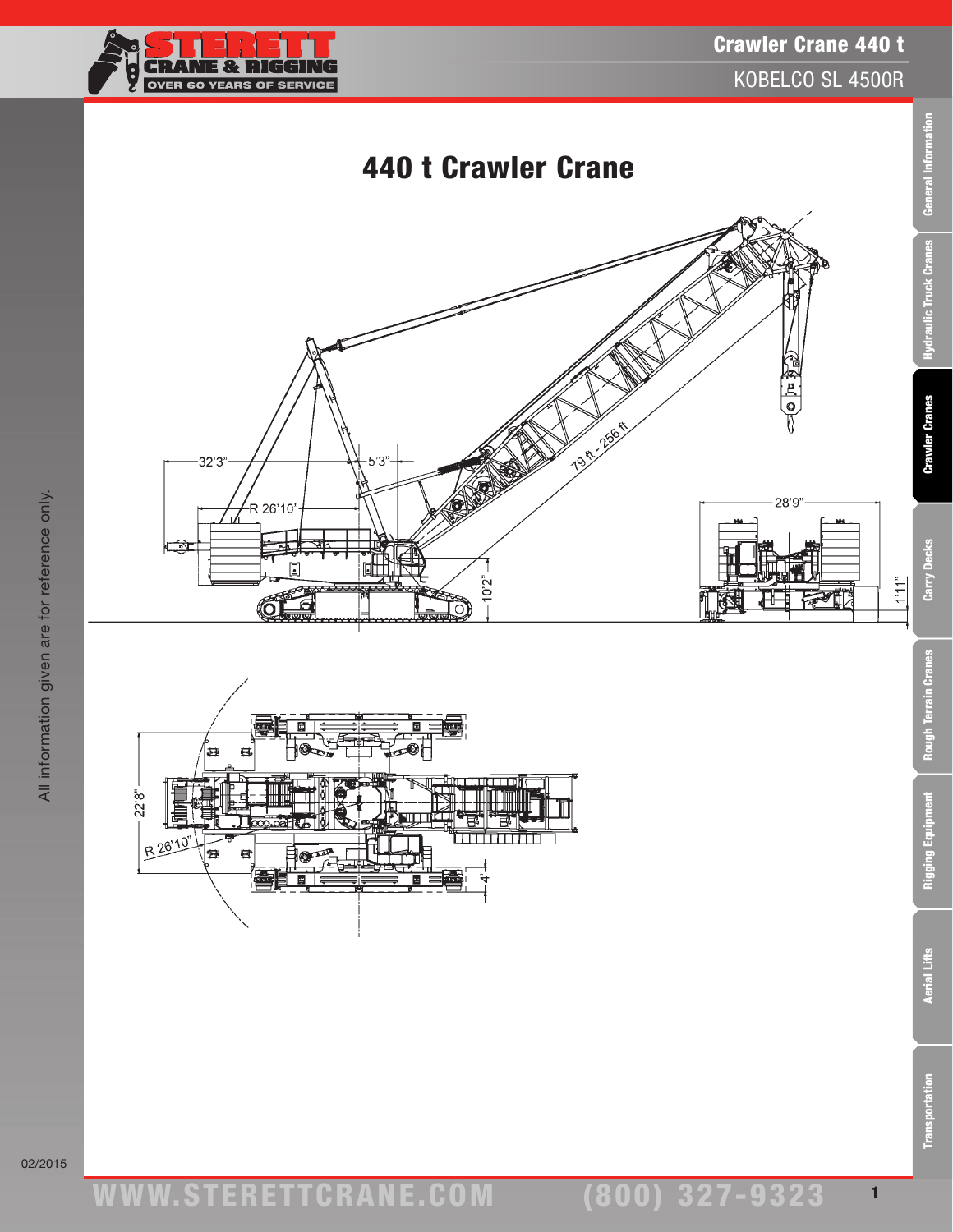# 440 t Crawler Crane

32'3"

5'3"

R 26'10"

79 ft - 256 ft

10'2"

28'9"

1'11"

22'8"

R 26'10"

4'

All information given are for reference only.

02/2015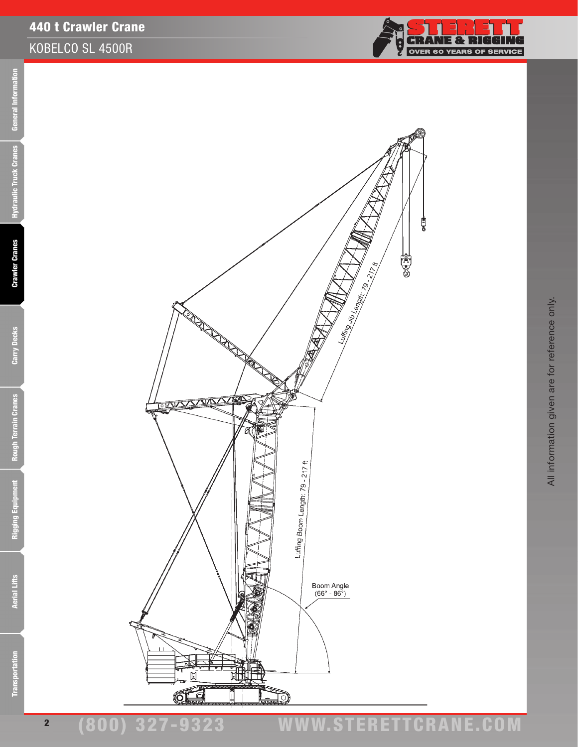# 440 t Crawler Crane

## KOBELCO SL 4500R

Luffing Jib Length: 79 - 217 ft

Luffing Boom Length: 79 - 217 ft

Boom Angle (66° - 86°)

All information given are for reference only.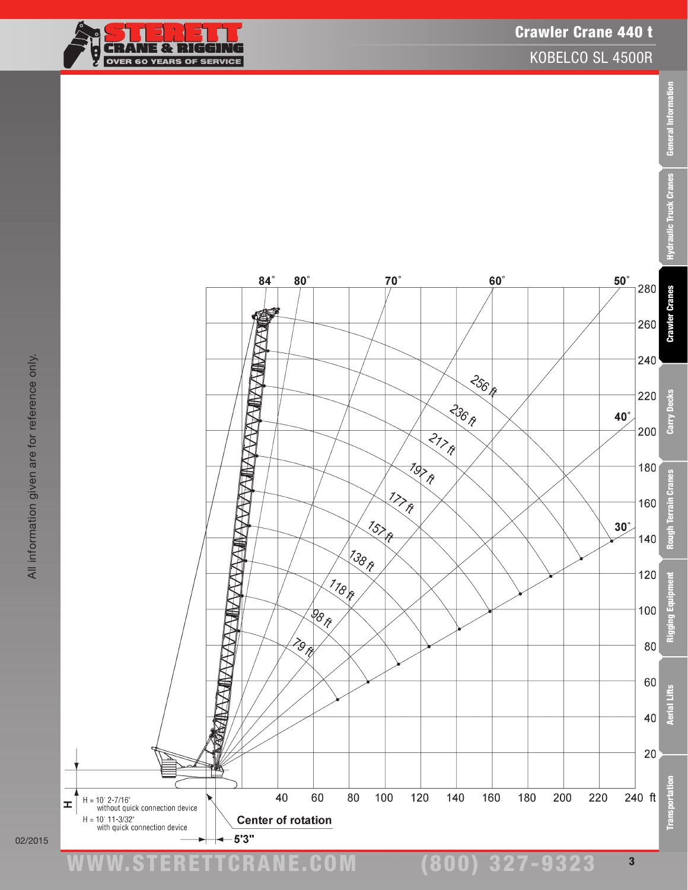# Crawler Crane 440 t

KOBELCO SL 4500R

84° 80° 70° 60° 50° 40° 30°

256 ft
236 ft
217 ft
197 ft
177 ft
157 ft
138 ft
118 ft
98 ft
79 ft

280
260
240
220
200
180
160
140
120
100
80
60
40
20

40 60 80 100 120 140 160 180 200 220 240 ft

H = 10' 2-7/16"
without quick connection device

H = 10' 11-3/32"
with quick connection device

Center of rotation

5'3"

All information given are for reference only.

02/2015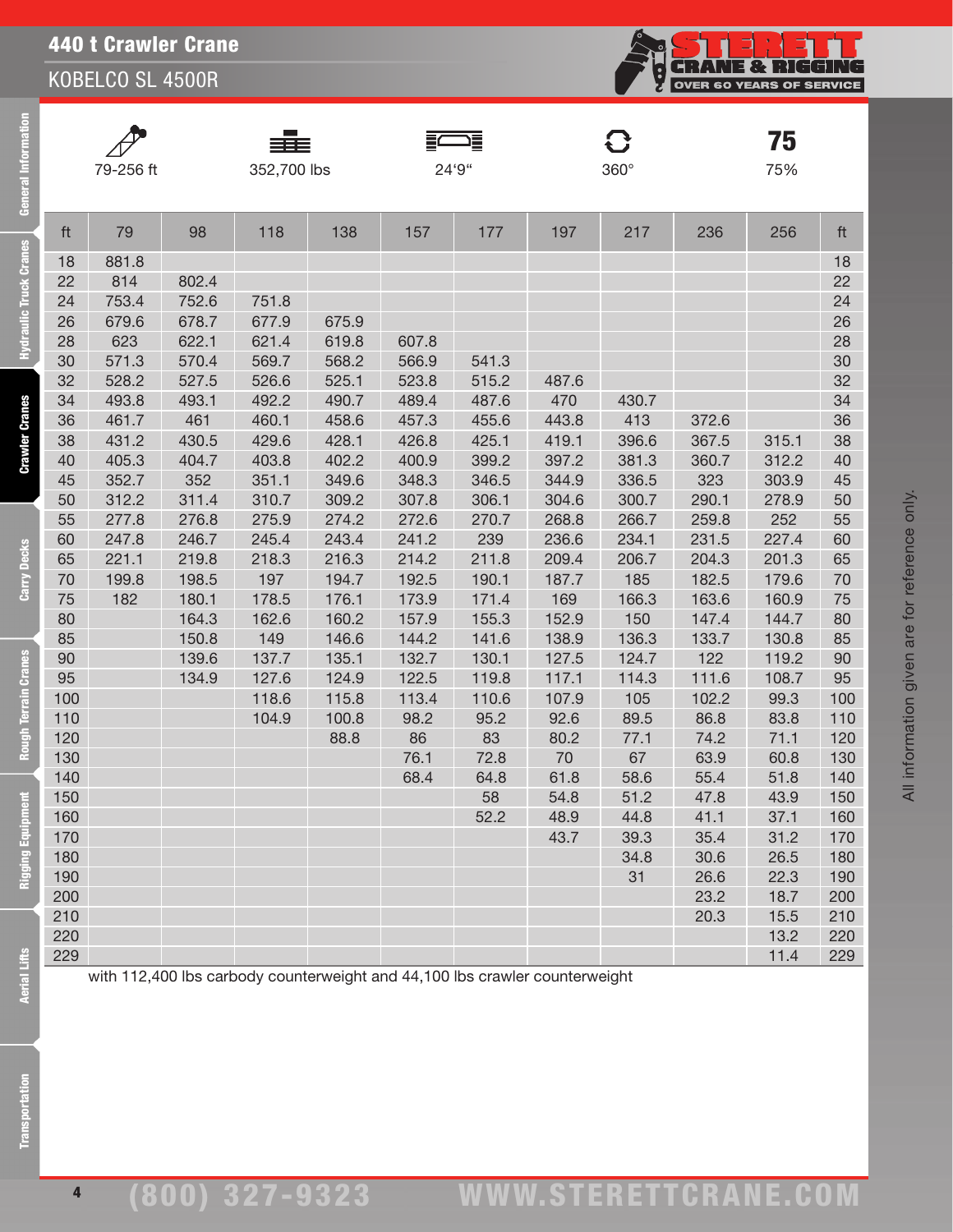# 440 t Crawler Crane

## KOBELCO SL 4500R

| 79-256 ft | 352,700 lbs | 24'9" | 360° | 75% |
|---|---|---|---|---|

| ft | 79 | 98 | 118 | 138 | 157 | 177 | 197 | 217 | 236 | 256 | ft |
|---|---|---|---|---|---|---|---|---|---|---|---|
| 18 | 881.8 | | | | | | | | | | 18 |
| 22 | 814 | 802.4 | | | | | | | | | 22 |
| 24 | 753.4 | 752.6 | 751.8 | | | | | | | | 24 |
| 26 | 679.6 | 678.7 | 677.9 | 675.9 | | | | | | | 26 |
| 28 | 623 | 622.1 | 621.4 | 619.8 | 607.8 | | | | | | 28 |
| 30 | 571.3 | 570.4 | 569.7 | 568.2 | 566.9 | 541.3 | | | | | 30 |
| 32 | 528.2 | 527.5 | 526.6 | 525.1 | 523.8 | 515.2 | 487.6 | | | | 32 |
| 34 | 493.8 | 493.1 | 492.2 | 490.7 | 489.4 | 487.6 | 470 | 430.7 | | | 34 |
| 36 | 461.7 | 461 | 460.1 | 458.6 | 457.3 | 455.6 | 443.8 | 413 | 372.6 | | 36 |
| 38 | 431.2 | 430.5 | 429.6 | 428.1 | 426.8 | 425.1 | 419.1 | 396.6 | 367.5 | 315.1 | 38 |
| 40 | 405.3 | 404.7 | 403.8 | 402.2 | 400.9 | 399.2 | 397.2 | 381.3 | 360.7 | 312.2 | 40 |
| 45 | 352.7 | 352 | 351.1 | 349.6 | 348.3 | 346.5 | 344.9 | 336.5 | 323 | 303.9 | 45 |
| 50 | 312.2 | 311.4 | 310.7 | 309.2 | 307.8 | 306.1 | 304.6 | 300.7 | 290.1 | 278.9 | 50 |
| 55 | 277.8 | 276.8 | 275.9 | 274.2 | 272.6 | 270.7 | 268.8 | 266.7 | 259.8 | 252 | 55 |
| 60 | 247.8 | 246.7 | 245.4 | 243.4 | 241.2 | 239 | 236.6 | 234.1 | 231.5 | 227.4 | 60 |
| 65 | 221.1 | 219.8 | 218.3 | 216.3 | 214.2 | 211.8 | 209.4 | 206.7 | 204.3 | 201.3 | 65 |
| 70 | 199.8 | 198.5 | 197 | 194.7 | 192.5 | 190.1 | 187.7 | 185 | 182.5 | 179.6 | 70 |
| 75 | 182 | 180.1 | 178.5 | 176.1 | 173.9 | 171.4 | 169 | 166.3 | 163.6 | 160.9 | 75 |
| 80 | | 164.3 | 162.6 | 160.2 | 157.9 | 155.3 | 152.9 | 150 | 147.4 | 144.7 | 80 |
| 85 | | 150.8 | 149 | 146.6 | 144.2 | 141.6 | 138.9 | 136.3 | 133.7 | 130.8 | 85 |
| 90 | | 139.6 | 137.7 | 135.1 | 132.7 | 130.1 | 127.5 | 124.7 | 122 | 119.2 | 90 |
| 95 | | 134.9 | 127.6 | 124.9 | 122.5 | 119.8 | 117.1 | 114.3 | 111.6 | 108.7 | 95 |
| 100 | | | 118.6 | 115.8 | 113.4 | 110.6 | 107.9 | 105 | 102.2 | 99.3 | 100 |
| 110 | | | 104.9 | 100.8 | 98.2 | 95.2 | 92.6 | 89.5 | 86.8 | 83.8 | 110 |
| 120 | | | | 88.8 | 86 | 83 | 80.2 | 77.1 | 74.2 | 71.1 | 120 |
| 130 | | | | | 76.1 | 72.8 | 70 | 67 | 63.9 | 60.8 | 130 |
| 140 | | | | | 68.4 | 64.8 | 61.8 | 58.6 | 55.4 | 51.8 | 140 |
| 150 | | | | | | 58 | 54.8 | 51.2 | 47.8 | 43.9 | 150 |
| 160 | | | | | | 52.2 | 48.9 | 44.8 | 41.1 | 37.1 | 160 |
| 170 | | | | | | | 43.7 | 39.3 | 35.4 | 31.2 | 170 |
| 180 | | | | | | | | 34.8 | 30.6 | 26.5 | 180 |
| 190 | | | | | | | | 31 | 26.6 | 22.3 | 190 |
| 200 | | | | | | | | | 23.2 | 18.7 | 200 |
| 210 | | | | | | | | | 20.3 | 15.5 | 210 |
| 220 | | | | | | | | | | 13.2 | 220 |
| 229 | | | | | | | | | | 11.4 | 229 |

with 112,400 lbs carbody counterweight and 44,100 lbs crawler counterweight

All information given are for reference only.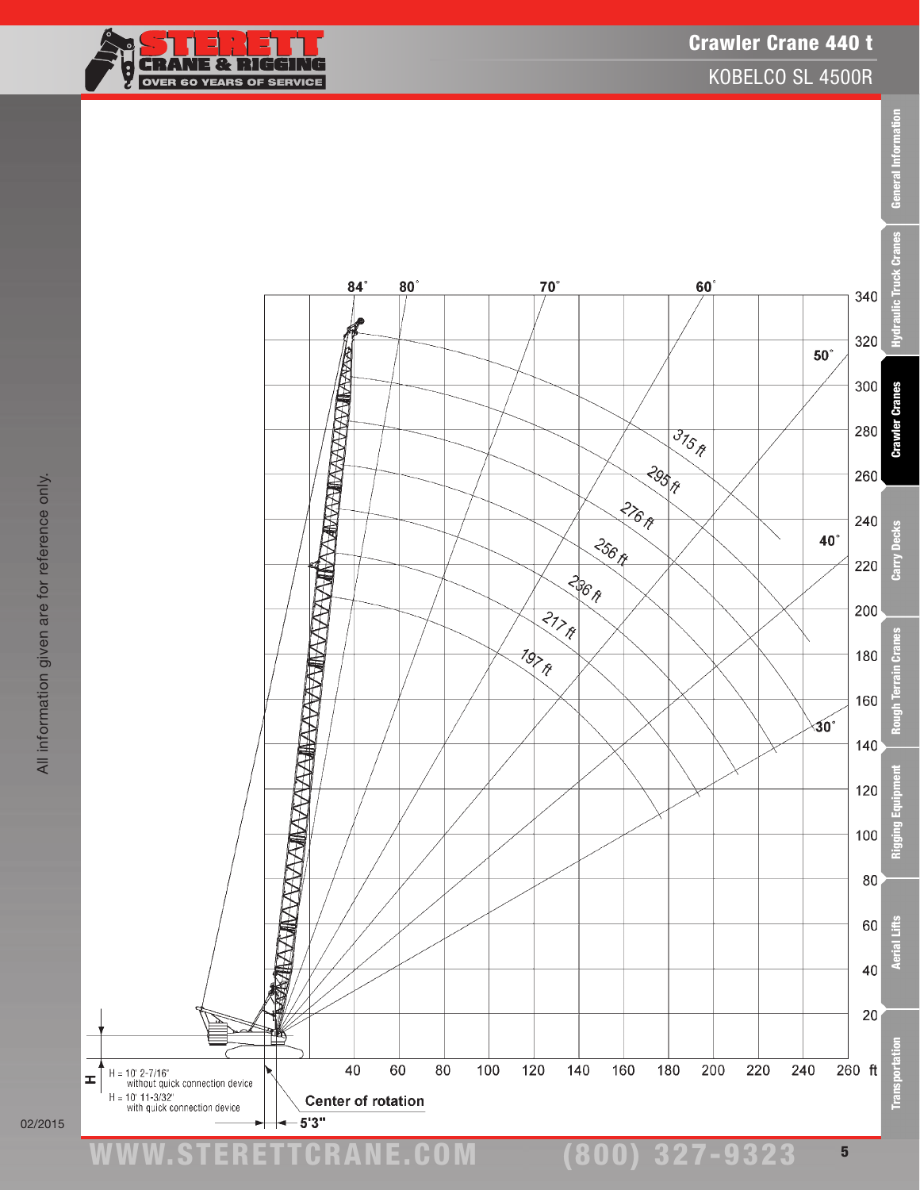# Crawler Crane 440 t

## KOBELCO SL 4500R

84° 80° 70° 60° 50° 40° 30°

315 ft
295 ft
276 ft
256 ft
236 ft
217 ft
197 ft

340, 320, 300, 280, 260, 240, 220, 200, 180, 160, 140, 120, 100, 80, 60, 40, 20

40, 60, 80, 100, 120, 140, 160, 180, 200, 220, 240, 260 ft

H = 10' 2-7/16" without quick connection device

H = 10' 11-3/32" with quick connection device

Center of rotation

5'3"

All information given are for reference only.

02/2015

WWW.STERETTCRANE.COM (800) 327-9323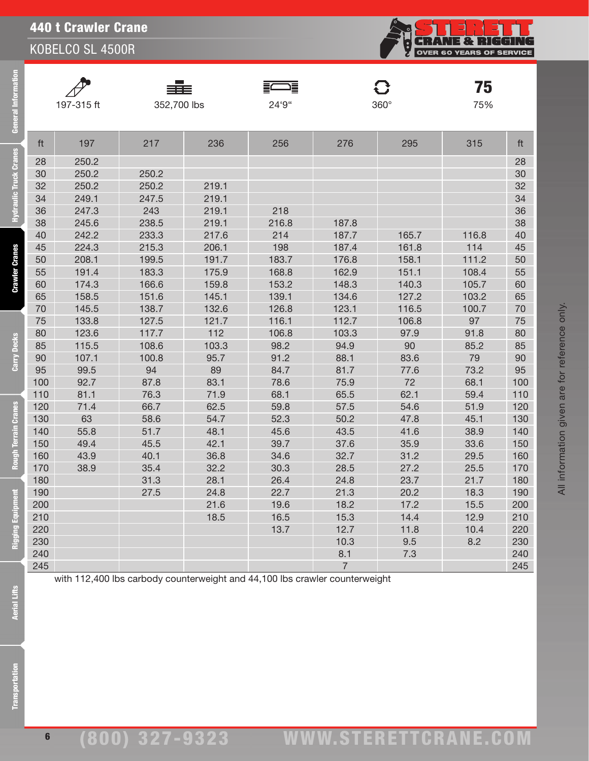# 440 t Crawler Crane

## KOBELCO SL 4500R

| 197-315 ft | 352,700 lbs | 24'9" | 360° | 75% |
|---|---|---|---|---|

| ft | 197 | 217 | 236 | 256 | 276 | 295 | 315 | ft |
|---|---|---|---|---|---|---|---|---|
| 28 | 250.2 | | | | | | | 28 |
| 30 | 250.2 | 250.2 | | | | | | 30 |
| 32 | 250.2 | 250.2 | 219.1 | | | | | 32 |
| 34 | 249.1 | 247.5 | 219.1 | | | | | 34 |
| 36 | 247.3 | 243 | 219.1 | 218 | | | | 36 |
| 38 | 245.6 | 238.5 | 219.1 | 216.8 | 187.8 | | | 38 |
| 40 | 242.2 | 233.3 | 217.6 | 214 | 187.7 | 165.7 | 116.8 | 40 |
| 45 | 224.3 | 215.3 | 206.1 | 198 | 187.4 | 161.8 | 114 | 45 |
| 50 | 208.1 | 199.5 | 191.7 | 183.7 | 176.8 | 158.1 | 111.2 | 50 |
| 55 | 191.4 | 183.3 | 175.9 | 168.8 | 162.9 | 151.1 | 108.4 | 55 |
| 60 | 174.3 | 166.6 | 159.8 | 153.2 | 148.3 | 140.3 | 105.7 | 60 |
| 65 | 158.5 | 151.6 | 145.1 | 139.1 | 134.6 | 127.2 | 103.2 | 65 |
| 70 | 145.5 | 138.7 | 132.6 | 126.8 | 123.1 | 116.5 | 100.7 | 70 |
| 75 | 133.8 | 127.5 | 121.7 | 116.1 | 112.7 | 106.8 | 97 | 75 |
| 80 | 123.6 | 117.7 | 112 | 106.8 | 103.3 | 97.9 | 91.8 | 80 |
| 85 | 115.5 | 108.6 | 103.3 | 98.2 | 94.9 | 90 | 85.2 | 85 |
| 90 | 107.1 | 100.8 | 95.7 | 91.2 | 88.1 | 83.6 | 79 | 90 |
| 95 | 99.5 | 94 | 89 | 84.7 | 81.7 | 77.6 | 73.2 | 95 |
| 100 | 92.7 | 87.8 | 83.1 | 78.6 | 75.9 | 72 | 68.1 | 100 |
| 110 | 81.1 | 76.3 | 71.9 | 68.1 | 65.5 | 62.1 | 59.4 | 110 |
| 120 | 71.4 | 66.7 | 62.5 | 59.8 | 57.5 | 54.6 | 51.9 | 120 |
| 130 | 63 | 58.6 | 54.7 | 52.3 | 50.2 | 47.8 | 45.1 | 130 |
| 140 | 55.8 | 51.7 | 48.1 | 45.6 | 43.5 | 41.6 | 38.9 | 140 |
| 150 | 49.4 | 45.5 | 42.1 | 39.7 | 37.6 | 35.9 | 33.6 | 150 |
| 160 | 43.9 | 40.1 | 36.8 | 34.6 | 32.7 | 31.2 | 29.5 | 160 |
| 170 | 38.9 | 35.4 | 32.2 | 30.3 | 28.5 | 27.2 | 25.5 | 170 |
| 180 | | 31.3 | 28.1 | 26.4 | 24.8 | 23.7 | 21.7 | 180 |
| 190 | | 27.5 | 24.8 | 22.7 | 21.3 | 20.2 | 18.3 | 190 |
| 200 | | | 21.6 | 19.6 | 18.2 | 17.2 | 15.5 | 200 |
| 210 | | | 18.5 | 16.5 | 15.3 | 14.4 | 12.9 | 210 |
| 220 | | | | 13.7 | 12.7 | 11.8 | 10.4 | 220 |
| 230 | | | | | 10.3 | 9.5 | 8.2 | 230 |
| 240 | | | | | 8.1 | 7.3 | | 240 |
| 245 | | | | | 7 | | | 245 |

with 112,400 lbs carbody counterweight and 44,100 lbs crawler counterweight

All information given are for reference only.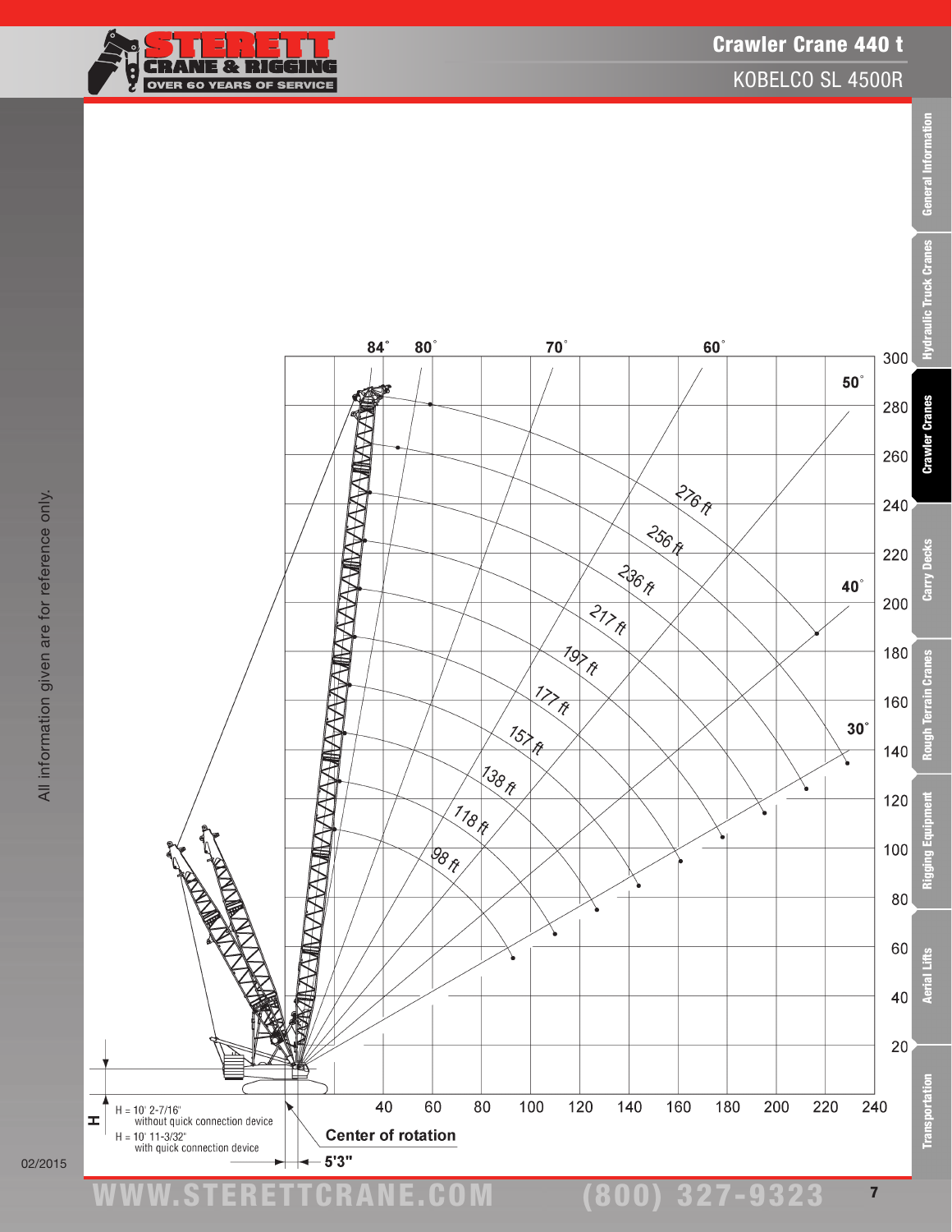# Crawler Crane 440 t

## KOBELCO SL 4500R

84° 80° 70° 60° 50° 40° 30°

276 ft
256 ft
236 ft
217 ft
197 ft
177 ft
157 ft
138 ft
118 ft
98 ft

300
280
260
240
220
200
180
160
140
120
100
80
60
40
20

40 60 80 100 120 140 160 180 200 220 240

H = 10' 2-7/16" without quick connection device

H = 10' 11-3/32" with quick connection device

Center of rotation

5'3"

All information given are for reference only.

02/2015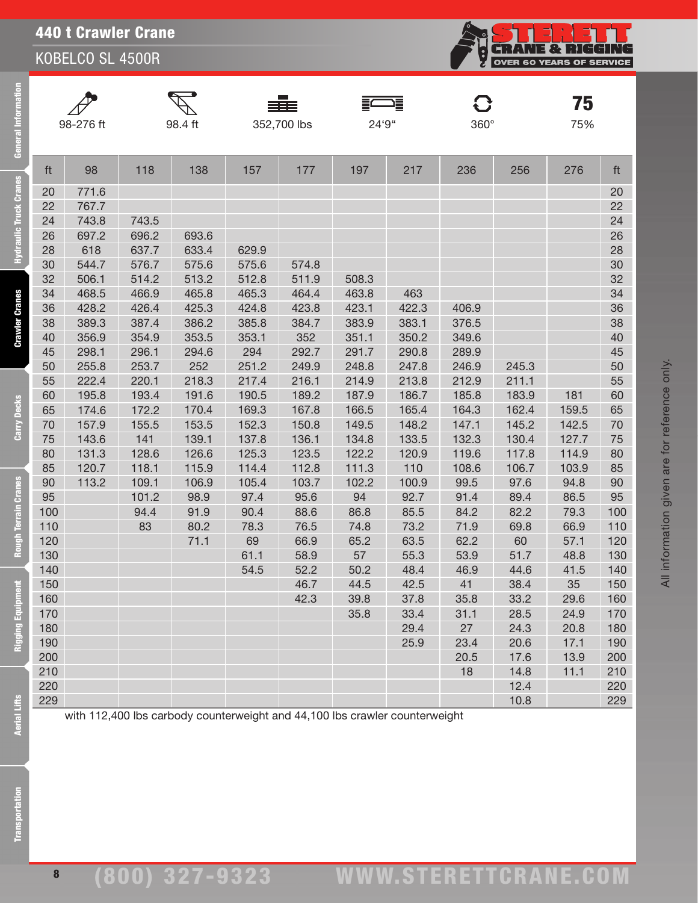# 440 t Crawler Crane

## KOBELCO SL 4500R

| 98-276 ft | 98.4 ft | 352,700 lbs | 24'9" | 360° | 75% |
|---|---|---|---|---|---|

| ft | 98 | 118 | 138 | 157 | 177 | 197 | 217 | 236 | 256 | 276 | ft |
|---|---|---|---|---|---|---|---|---|---|---|---|
| 20 | 771.6 | | | | | | | | | | 20 |
| 22 | 767.7 | | | | | | | | | | 22 |
| 24 | 743.8 | 743.5 | | | | | | | | | 24 |
| 26 | 697.2 | 696.2 | 693.6 | | | | | | | | 26 |
| 28 | 618 | 637.7 | 633.4 | 629.9 | | | | | | | 28 |
| 30 | 544.7 | 576.7 | 575.6 | 575.6 | 574.8 | | | | | | 30 |
| 32 | 506.1 | 514.2 | 513.2 | 512.8 | 511.9 | 508.3 | | | | | 32 |
| 34 | 468.5 | 466.9 | 465.8 | 465.3 | 464.4 | 463.8 | 463 | | | | 34 |
| 36 | 428.2 | 426.4 | 425.3 | 424.8 | 423.8 | 423.1 | 422.3 | 406.9 | | | 36 |
| 38 | 389.3 | 387.4 | 386.2 | 385.8 | 384.7 | 383.9 | 383.1 | 376.5 | | | 38 |
| 40 | 356.9 | 354.9 | 353.5 | 353.1 | 352 | 351.1 | 350.2 | 349.6 | | | 40 |
| 45 | 298.1 | 296.1 | 294.6 | 294 | 292.7 | 291.7 | 290.8 | 289.9 | | | 45 |
| 50 | 255.8 | 253.7 | 252 | 251.2 | 249.9 | 248.8 | 247.8 | 246.9 | 245.3 | | 50 |
| 55 | 222.4 | 220.1 | 218.3 | 217.4 | 216.1 | 214.9 | 213.8 | 212.9 | 211.1 | | 55 |
| 60 | 195.8 | 193.4 | 191.6 | 190.5 | 189.2 | 187.9 | 186.7 | 185.8 | 183.9 | 181 | 60 |
| 65 | 174.6 | 172.2 | 170.4 | 169.3 | 167.8 | 166.5 | 165.4 | 164.3 | 162.4 | 159.5 | 65 |
| 70 | 157.9 | 155.5 | 153.5 | 152.3 | 150.8 | 149.5 | 148.2 | 147.1 | 145.2 | 142.5 | 70 |
| 75 | 143.6 | 141 | 139.1 | 137.8 | 136.1 | 134.8 | 133.5 | 132.3 | 130.4 | 127.7 | 75 |
| 80 | 131.3 | 128.6 | 126.6 | 125.3 | 123.5 | 122.2 | 120.9 | 119.6 | 117.8 | 114.9 | 80 |
| 85 | 120.7 | 118.1 | 115.9 | 114.4 | 112.8 | 111.3 | 110 | 108.6 | 106.7 | 103.9 | 85 |
| 90 | 113.2 | 109.1 | 106.9 | 105.4 | 103.7 | 102.2 | 100.9 | 99.5 | 97.6 | 94.8 | 90 |
| 95 | | 101.2 | 98.9 | 97.4 | 95.6 | 94 | 92.7 | 91.4 | 89.4 | 86.5 | 95 |
| 100 | | 94.4 | 91.9 | 90.4 | 88.6 | 86.8 | 85.5 | 84.2 | 82.2 | 79.3 | 100 |
| 110 | | 83 | 80.2 | 78.3 | 76.5 | 74.8 | 73.2 | 71.9 | 69.8 | 66.9 | 110 |
| 120 | | | 71.1 | 69 | 66.9 | 65.2 | 63.5 | 62.2 | 60 | 57.1 | 120 |
| 130 | | | | 61.1 | 58.9 | 57 | 55.3 | 53.9 | 51.7 | 48.8 | 130 |
| 140 | | | | 54.5 | 52.2 | 50.2 | 48.4 | 46.9 | 44.6 | 41.5 | 140 |
| 150 | | | | | 46.7 | 44.5 | 42.5 | 41 | 38.4 | 35 | 150 |
| 160 | | | | | 42.3 | 39.8 | 37.8 | 35.8 | 33.2 | 29.6 | 160 |
| 170 | | | | | | 35.8 | 33.4 | 31.1 | 28.5 | 24.9 | 170 |
| 180 | | | | | | | 29.4 | 27 | 24.3 | 20.8 | 180 |
| 190 | | | | | | | 25.9 | 23.4 | 20.6 | 17.1 | 190 |
| 200 | | | | | | | | 20.5 | 17.6 | 13.9 | 200 |
| 210 | | | | | | | | 18 | 14.8 | 11.1 | 210 |
| 220 | | | | | | | | | 12.4 | | 220 |
| 229 | | | | | | | | | 10.8 | | 229 |

with 112,400 lbs carbody counterweight and 44,100 lbs crawler counterweight

All information given are for reference only.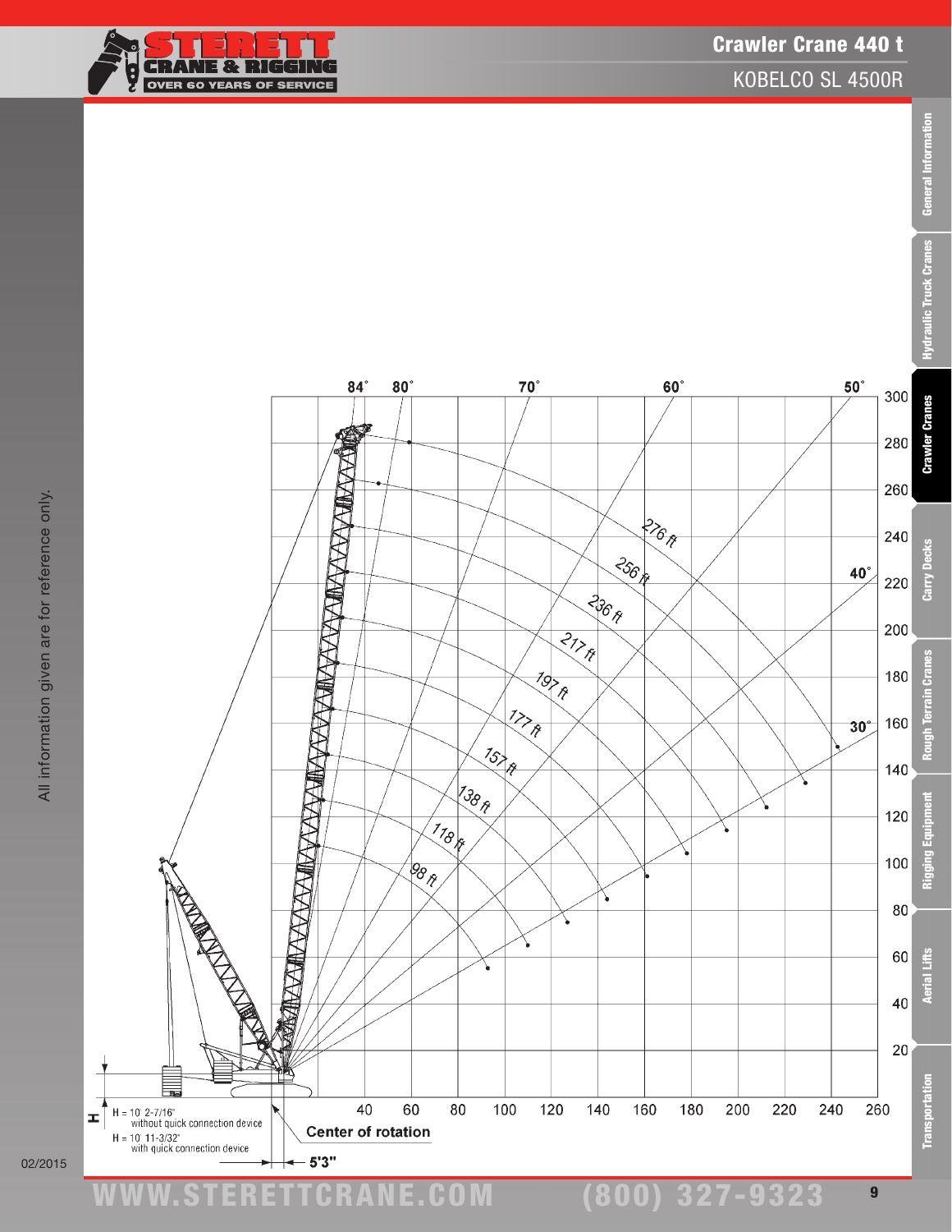# Crawler Crane 440 t

## KOBELCO SL 4500R

84° 80° 70° 60° 50°

40°

30°

276 ft
256 ft
236 ft
217 ft
197 ft
177 ft
157 ft
138 ft
118 ft
98 ft

300
280
260
240
220
200
180
160
140
120
100
80
60
40
20

40 60 80 100 120 140 160 180 200 220 240 260

H = 10' 2-7/16" without quick connection device

H = 10' 11-3/32" with quick connection device

**Center of rotation**

**5'3"**

All information given are for reference only.

02/2015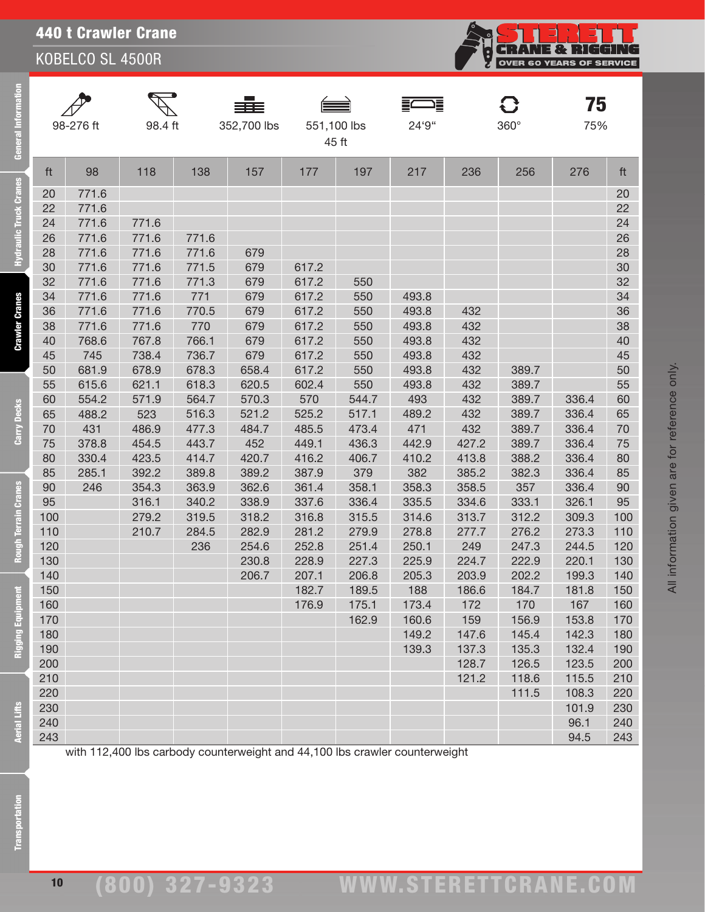# 440 t Crawler Crane

## KOBELCO SL 4500R

| 98-276 ft | 98.4 ft | 352,700 lbs | 551,100 lbs 45 ft | 24'9" | 360° | 75% |
|---|---|---|---|---|---|---|

| ft | 98 | 118 | 138 | 157 | 177 | 197 | 217 | 236 | 256 | 276 | ft |
|---|---|---|---|---|---|---|---|---|---|---|---|
| 20 | 771.6 | | | | | | | | | | 20 |
| 22 | 771.6 | | | | | | | | | | 22 |
| 24 | 771.6 | 771.6 | | | | | | | | | 24 |
| 26 | 771.6 | 771.6 | 771.6 | | | | | | | | 26 |
| 28 | 771.6 | 771.6 | 771.6 | 679 | | | | | | | 28 |
| 30 | 771.6 | 771.6 | 771.5 | 679 | 617.2 | | | | | | 30 |
| 32 | 771.6 | 771.6 | 771.3 | 679 | 617.2 | 550 | | | | | 32 |
| 34 | 771.6 | 771.6 | 771 | 679 | 617.2 | 550 | 493.8 | | | | 34 |
| 36 | 771.6 | 771.6 | 770.5 | 679 | 617.2 | 550 | 493.8 | 432 | | | 36 |
| 38 | 771.6 | 771.6 | 770 | 679 | 617.2 | 550 | 493.8 | 432 | | | 38 |
| 40 | 768.6 | 767.8 | 766.1 | 679 | 617.2 | 550 | 493.8 | 432 | | | 40 |
| 45 | 745 | 738.4 | 736.7 | 679 | 617.2 | 550 | 493.8 | 432 | | | 45 |
| 50 | 681.9 | 678.9 | 678.3 | 658.4 | 617.2 | 550 | 493.8 | 432 | 389.7 | | 50 |
| 55 | 615.6 | 621.1 | 618.3 | 620.5 | 602.4 | 550 | 493.8 | 432 | 389.7 | | 55 |
| 60 | 554.2 | 571.9 | 564.7 | 570.3 | 570 | 544.7 | 493 | 432 | 389.7 | 336.4 | 60 |
| 65 | 488.2 | 523 | 516.3 | 521.2 | 525.2 | 517.1 | 489.2 | 432 | 389.7 | 336.4 | 65 |
| 70 | 431 | 486.9 | 477.3 | 484.7 | 485.5 | 473.4 | 471 | 432 | 389.7 | 336.4 | 70 |
| 75 | 378.8 | 454.5 | 443.7 | 452 | 449.1 | 436.3 | 442.9 | 427.2 | 389.7 | 336.4 | 75 |
| 80 | 330.4 | 423.5 | 414.7 | 420.7 | 416.2 | 406.7 | 410.2 | 413.8 | 388.2 | 336.4 | 80 |
| 85 | 285.1 | 392.2 | 389.8 | 389.2 | 387.9 | 379 | 382 | 385.2 | 382.3 | 336.4 | 85 |
| 90 | 246 | 354.3 | 363.9 | 362.6 | 361.4 | 358.1 | 358.3 | 358.5 | 357 | 336.4 | 90 |
| 95 | | 316.1 | 340.2 | 338.9 | 337.6 | 336.4 | 335.5 | 334.6 | 333.1 | 326.1 | 95 |
| 100 | | 279.2 | 319.5 | 318.2 | 316.8 | 315.5 | 314.6 | 313.7 | 312.2 | 309.3 | 100 |
| 110 | | 210.7 | 284.5 | 282.9 | 281.2 | 279.9 | 278.8 | 277.7 | 276.2 | 273.3 | 110 |
| 120 | | | 236 | 254.6 | 252.8 | 251.4 | 250.1 | 249 | 247.3 | 244.5 | 120 |
| 130 | | | | 230.8 | 228.9 | 227.3 | 225.9 | 224.7 | 222.9 | 220.1 | 130 |
| 140 | | | | 206.7 | 207.1 | 206.8 | 205.3 | 203.9 | 202.2 | 199.3 | 140 |
| 150 | | | | | 182.7 | 189.5 | 188 | 186.6 | 184.7 | 181.8 | 150 |
| 160 | | | | | 176.9 | 175.1 | 173.4 | 172 | 170 | 167 | 160 |
| 170 | | | | | | 162.9 | 160.6 | 159 | 156.9 | 153.8 | 170 |
| 180 | | | | | | | 149.2 | 147.6 | 145.4 | 142.3 | 180 |
| 190 | | | | | | | 139.3 | 137.3 | 135.3 | 132.4 | 190 |
| 200 | | | | | | | | 128.7 | 126.5 | 123.5 | 200 |
| 210 | | | | | | | | 121.2 | 118.6 | 115.5 | 210 |
| 220 | | | | | | | | | 111.5 | 108.3 | 220 |
| 230 | | | | | | | | | | 101.9 | 230 |
| 240 | | | | | | | | | | 96.1 | 240 |
| 243 | | | | | | | | | | 94.5 | 243 |

with 112,400 lbs carbody counterweight and 44,100 lbs crawler counterweight

All information given are for reference only.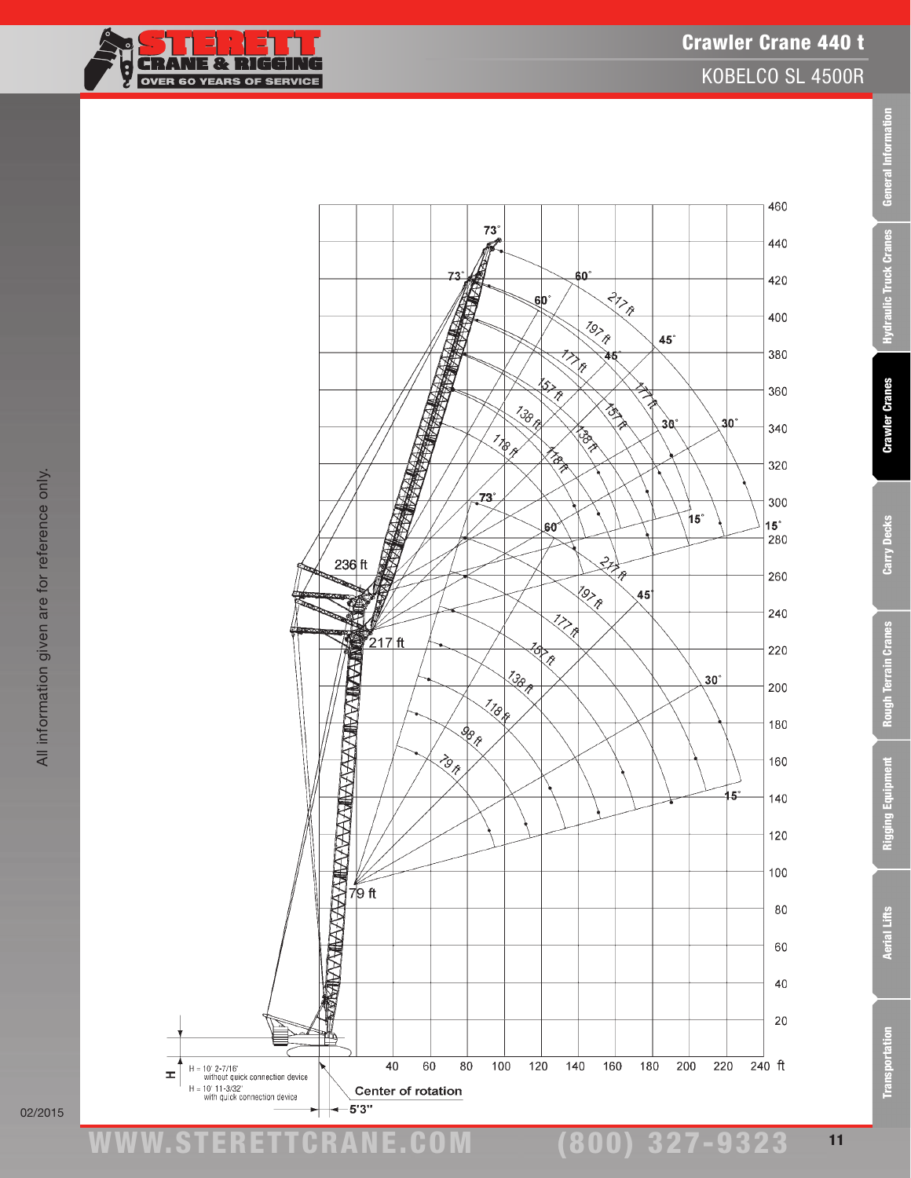# Crawler Crane 440 t

## KOBELCO SL 4500R

H = 10' 2-7/16" without quick connection device

H = 10' 11-3/32" with quick connection device

Center of rotation

5'3"

All information given are for reference only.

02/2015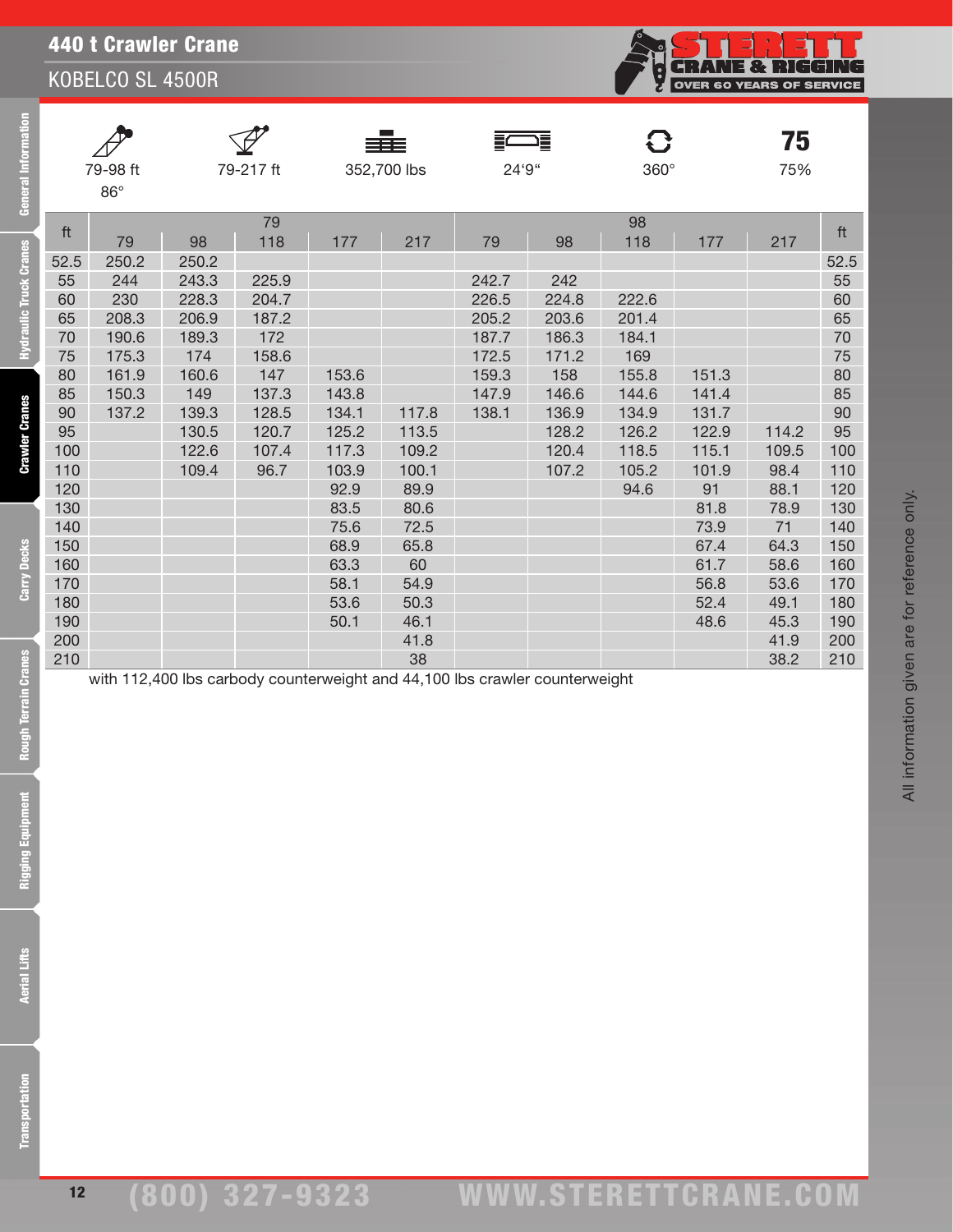# 440 t Crawler Crane

## KOBELCO SL 4500R

| 79-98 ft 86° | 79-217 ft | 352,700 lbs | 24'9" | 360° | 75% |
|---|---|---|---|---|---|

| ft | 79 | | | | | 98 | | | | | ft |
|---|---|---|---|---|---|---|---|---|---|---|---|
| | 79 | 98 | 118 | 177 | 217 | 79 | 98 | 118 | 177 | 217 | |
| 52.5 | 250.2 | 250.2 | | | | | | | | | 52.5 |
| 55 | 244 | 243.3 | 225.9 | | | 242.7 | 242 | | | | 55 |
| 60 | 230 | 228.3 | 204.7 | | | 226.5 | 224.8 | 222.6 | | | 60 |
| 65 | 208.3 | 206.9 | 187.2 | | | 205.2 | 203.6 | 201.4 | | | 65 |
| 70 | 190.6 | 189.3 | 172 | | | 187.7 | 186.3 | 184.1 | | | 70 |
| 75 | 175.3 | 174 | 158.6 | | | 172.5 | 171.2 | 169 | | | 75 |
| 80 | 161.9 | 160.6 | 147 | 153.6 | | 159.3 | 158 | 155.8 | 151.3 | | 80 |
| 85 | 150.3 | 149 | 137.3 | 143.8 | | 147.9 | 146.6 | 144.6 | 141.4 | | 85 |
| 90 | 137.2 | 139.3 | 128.5 | 134.1 | 117.8 | 138.1 | 136.9 | 134.9 | 131.7 | | 90 |
| 95 | | 130.5 | 120.7 | 125.2 | 113.5 | | 128.2 | 126.2 | 122.9 | 114.2 | 95 |
| 100 | | 122.6 | 107.4 | 117.3 | 109.2 | | 120.4 | 118.5 | 115.1 | 109.5 | 100 |
| 110 | | 109.4 | 96.7 | 103.9 | 100.1 | | 107.2 | 105.2 | 101.9 | 98.4 | 110 |
| 120 | | | | 92.9 | 89.9 | | | 94.6 | 91 | 88.1 | 120 |
| 130 | | | | 83.5 | 80.6 | | | | 81.8 | 78.9 | 130 |
| 140 | | | | 75.6 | 72.5 | | | | 73.9 | 71 | 140 |
| 150 | | | | 68.9 | 65.8 | | | | 67.4 | 64.3 | 150 |
| 160 | | | | 63.3 | 60 | | | | 61.7 | 58.6 | 160 |
| 170 | | | | 58.1 | 54.9 | | | | 56.8 | 53.6 | 170 |
| 180 | | | | 53.6 | 50.3 | | | | 52.4 | 49.1 | 180 |
| 190 | | | | 50.1 | 46.1 | | | | 48.6 | 45.3 | 190 |
| 200 | | | | | 41.8 | | | | | 41.9 | 200 |
| 210 | | | | | 38 | | | | | 38.2 | 210 |

with 112,400 lbs carbody counterweight and 44,100 lbs crawler counterweight

All information given are for reference only.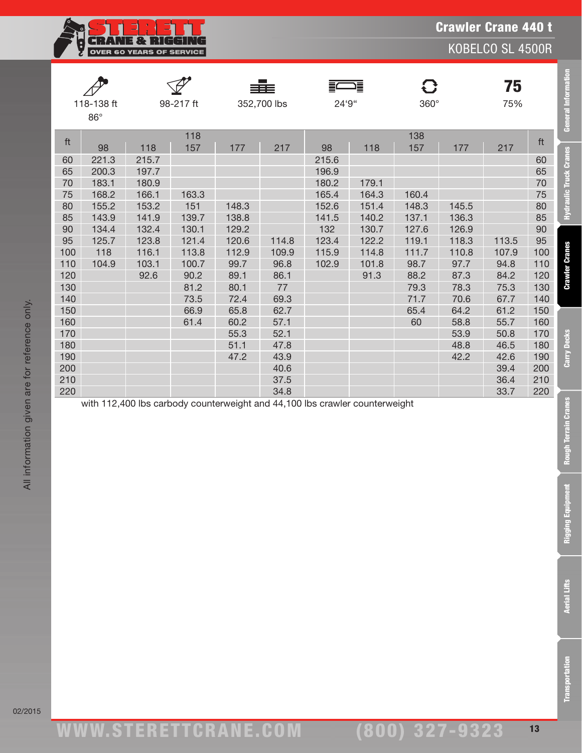# Crawler Crane 440 t

## KOBELCO SL 4500R

| 118-138 ft 86° | 98-217 ft | 352,700 lbs | 24'9" | 360° | 75 75% |
|---|---|---|---|---|---|

| ft | 118 | | | | | 138 | | | | | ft |
|---|---|---|---|---|---|---|---|---|---|---|---|
| | 98 | 118 | 157 | 177 | 217 | 98 | 118 | 157 | 177 | 217 | |
| 60 | 221.3 | 215.7 | | | | 215.6 | | | | | 60 |
| 65 | 200.3 | 197.7 | | | | 196.9 | | | | | 65 |
| 70 | 183.1 | 180.9 | | | | 180.2 | 179.1 | | | | 70 |
| 75 | 168.2 | 166.1 | 163.3 | | | 165.4 | 164.3 | 160.4 | | | 75 |
| 80 | 155.2 | 153.2 | 151 | 148.3 | | 152.6 | 151.4 | 148.3 | 145.5 | | 80 |
| 85 | 143.9 | 141.9 | 139.7 | 138.8 | | 141.5 | 140.2 | 137.1 | 136.3 | | 85 |
| 90 | 134.4 | 132.4 | 130.1 | 129.2 | | 132 | 130.7 | 127.6 | 126.9 | | 90 |
| 95 | 125.7 | 123.8 | 121.4 | 120.6 | 114.8 | 123.4 | 122.2 | 119.1 | 118.3 | 113.5 | 95 |
| 100 | 118 | 116.1 | 113.8 | 112.9 | 109.9 | 115.9 | 114.8 | 111.7 | 110.8 | 107.9 | 100 |
| 110 | 104.9 | 103.1 | 100.7 | 99.7 | 96.8 | 102.9 | 101.8 | 98.7 | 97.7 | 94.8 | 110 |
| 120 | | 92.6 | 90.2 | 89.1 | 86.1 | | 91.3 | 88.2 | 87.3 | 84.2 | 120 |
| 130 | | | 81.2 | 80.1 | 77 | | | 79.3 | 78.3 | 75.3 | 130 |
| 140 | | | 73.5 | 72.4 | 69.3 | | | 71.7 | 70.6 | 67.7 | 140 |
| 150 | | | 66.9 | 65.8 | 62.7 | | | 65.4 | 64.2 | 61.2 | 150 |
| 160 | | | 61.4 | 60.2 | 57.1 | | | 60 | 58.8 | 55.7 | 160 |
| 170 | | | | 55.3 | 52.1 | | | | 53.9 | 50.8 | 170 |
| 180 | | | | 51.1 | 47.8 | | | | 48.8 | 46.5 | 180 |
| 190 | | | | 47.2 | 43.9 | | | | 42.2 | 42.6 | 190 |
| 200 | | | | | 40.6 | | | | | 39.4 | 200 |
| 210 | | | | | 37.5 | | | | | 36.4 | 210 |
| 220 | | | | | 34.8 | | | | | 33.7 | 220 |

with 112,400 lbs carbody counterweight and 44,100 lbs crawler counterweight

All information given are for reference only.

02/2015

WWW.STERETTCRANE.COM (800) 327-9323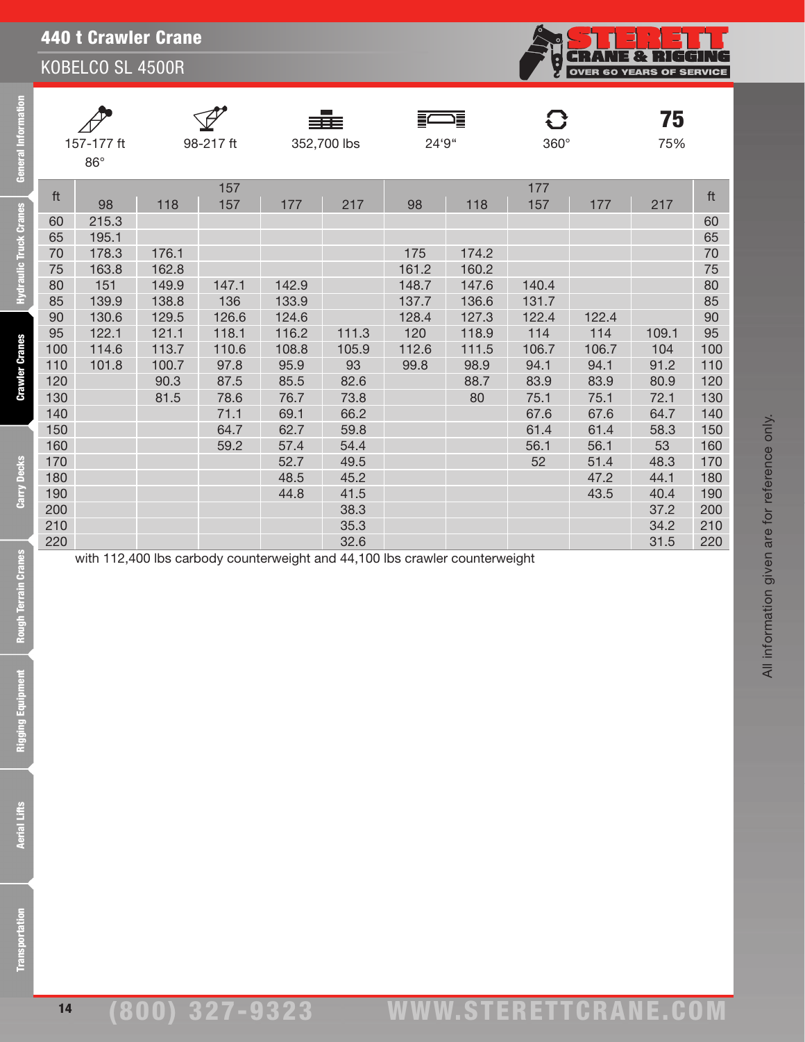# 440 t Crawler Crane

## KOBELCO SL 4500R

| 157-177 ft 86° | 98-217 ft | 352,700 lbs | 24'9" | 360° | 75% |
|---|---|---|---|---|---|

| ft | 157 | | | | | 177 | | | | | ft |
|---|---|---|---|---|---|---|---|---|---|---|---|
| | 98 | 118 | 157 | 177 | 217 | 98 | 118 | 157 | 177 | 217 | |
| 60 | 215.3 | | | | | | | | | | 60 |
| 65 | 195.1 | | | | | | | | | | 65 |
| 70 | 178.3 | 176.1 | | | | 175 | 174.2 | | | | 70 |
| 75 | 163.8 | 162.8 | | | | 161.2 | 160.2 | | | | 75 |
| 80 | 151 | 149.9 | 147.1 | 142.9 | | 148.7 | 147.6 | 140.4 | | | 80 |
| 85 | 139.9 | 138.8 | 136 | 133.9 | | 137.7 | 136.6 | 131.7 | | | 85 |
| 90 | 130.6 | 129.5 | 126.6 | 124.6 | | 128.4 | 127.3 | 122.4 | 122.4 | | 90 |
| 95 | 122.1 | 121.1 | 118.1 | 116.2 | 111.3 | 120 | 118.9 | 114 | 114 | 109.1 | 95 |
| 100 | 114.6 | 113.7 | 110.6 | 108.8 | 105.9 | 112.6 | 111.5 | 106.7 | 106.7 | 104 | 100 |
| 110 | 101.8 | 100.7 | 97.8 | 95.9 | 93 | 99.8 | 98.9 | 94.1 | 94.1 | 91.2 | 110 |
| 120 | | 90.3 | 87.5 | 85.5 | 82.6 | | 88.7 | 83.9 | 83.9 | 80.9 | 120 |
| 130 | | 81.5 | 78.6 | 76.7 | 73.8 | | 80 | 75.1 | 75.1 | 72.1 | 130 |
| 140 | | | 71.1 | 69.1 | 66.2 | | | 67.6 | 67.6 | 64.7 | 140 |
| 150 | | | 64.7 | 62.7 | 59.8 | | | 61.4 | 61.4 | 58.3 | 150 |
| 160 | | | 59.2 | 57.4 | 54.4 | | | 56.1 | 56.1 | 53 | 160 |
| 170 | | | | 52.7 | 49.5 | | | 52 | 51.4 | 48.3 | 170 |
| 180 | | | | 48.5 | 45.2 | | | | 47.2 | 44.1 | 180 |
| 190 | | | | 44.8 | 41.5 | | | | 43.5 | 40.4 | 190 |
| 200 | | | | | 38.3 | | | | | 37.2 | 200 |
| 210 | | | | | 35.3 | | | | | 34.2 | 210 |
| 220 | | | | | 32.6 | | | | | 31.5 | 220 |

with 112,400 lbs carbody counterweight and 44,100 lbs crawler counterweight

All information given are for reference only.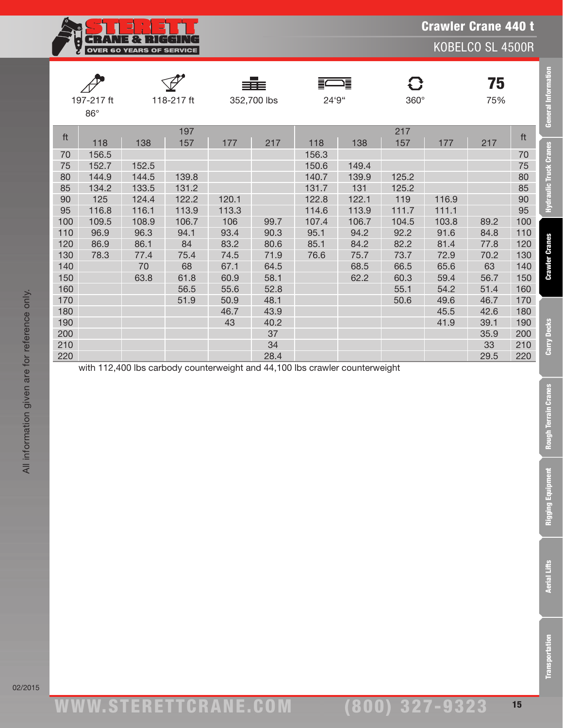# Crawler Crane 440 t

## KOBELCO SL 4500R

| 197-217 ft 86° | 118-217 ft | 352,700 lbs | 24'9" | 360° | 75 75% |
|---|---|---|---|---|---|

| ft | 197 | | | | | 217 | | | | | ft |
|---|---|---|---|---|---|---|---|---|---|---|---|
| | 118 | 138 | 157 | 177 | 217 | 118 | 138 | 157 | 177 | 217 | |
| 70 | 156.5 | | | | | 156.3 | | | | | 70 |
| 75 | 152.7 | 152.5 | | | | 150.6 | 149.4 | | | | 75 |
| 80 | 144.9 | 144.5 | 139.8 | | | 140.7 | 139.9 | 125.2 | | | 80 |
| 85 | 134.2 | 133.5 | 131.2 | | | 131.7 | 131 | 125.2 | | | 85 |
| 90 | 125 | 124.4 | 122.2 | 120.1 | | 122.8 | 122.1 | 119 | 116.9 | | 90 |
| 95 | 116.8 | 116.1 | 113.9 | 113.3 | | 114.6 | 113.9 | 111.7 | 111.1 | | 95 |
| 100 | 109.5 | 108.9 | 106.7 | 106 | 99.7 | 107.4 | 106.7 | 104.5 | 103.8 | 89.2 | 100 |
| 110 | 96.9 | 96.3 | 94.1 | 93.4 | 90.3 | 95.1 | 94.2 | 92.2 | 91.6 | 84.8 | 110 |
| 120 | 86.9 | 86.1 | 84 | 83.2 | 80.6 | 85.1 | 84.2 | 82.2 | 81.4 | 77.8 | 120 |
| 130 | 78.3 | 77.4 | 75.4 | 74.5 | 71.9 | 76.6 | 75.7 | 73.7 | 72.9 | 70.2 | 130 |
| 140 | | 70 | 68 | 67.1 | 64.5 | | 68.5 | 66.5 | 65.6 | 63 | 140 |
| 150 | | 63.8 | 61.8 | 60.9 | 58.1 | | 62.2 | 60.3 | 59.4 | 56.7 | 150 |
| 160 | | | 56.5 | 55.6 | 52.8 | | | 55.1 | 54.2 | 51.4 | 160 |
| 170 | | | 51.9 | 50.9 | 48.1 | | | 50.6 | 49.6 | 46.7 | 170 |
| 180 | | | | 46.7 | 43.9 | | | | 45.5 | 42.6 | 180 |
| 190 | | | | 43 | 40.2 | | | | 41.9 | 39.1 | 190 |
| 200 | | | | | 37 | | | | | 35.9 | 200 |
| 210 | | | | | 34 | | | | | 33 | 210 |
| 220 | | | | | 28.4 | | | | | 29.5 | 220 |

with 112,400 lbs carbody counterweight and 44,100 lbs crawler counterweight

All information given are for reference only.

02/2015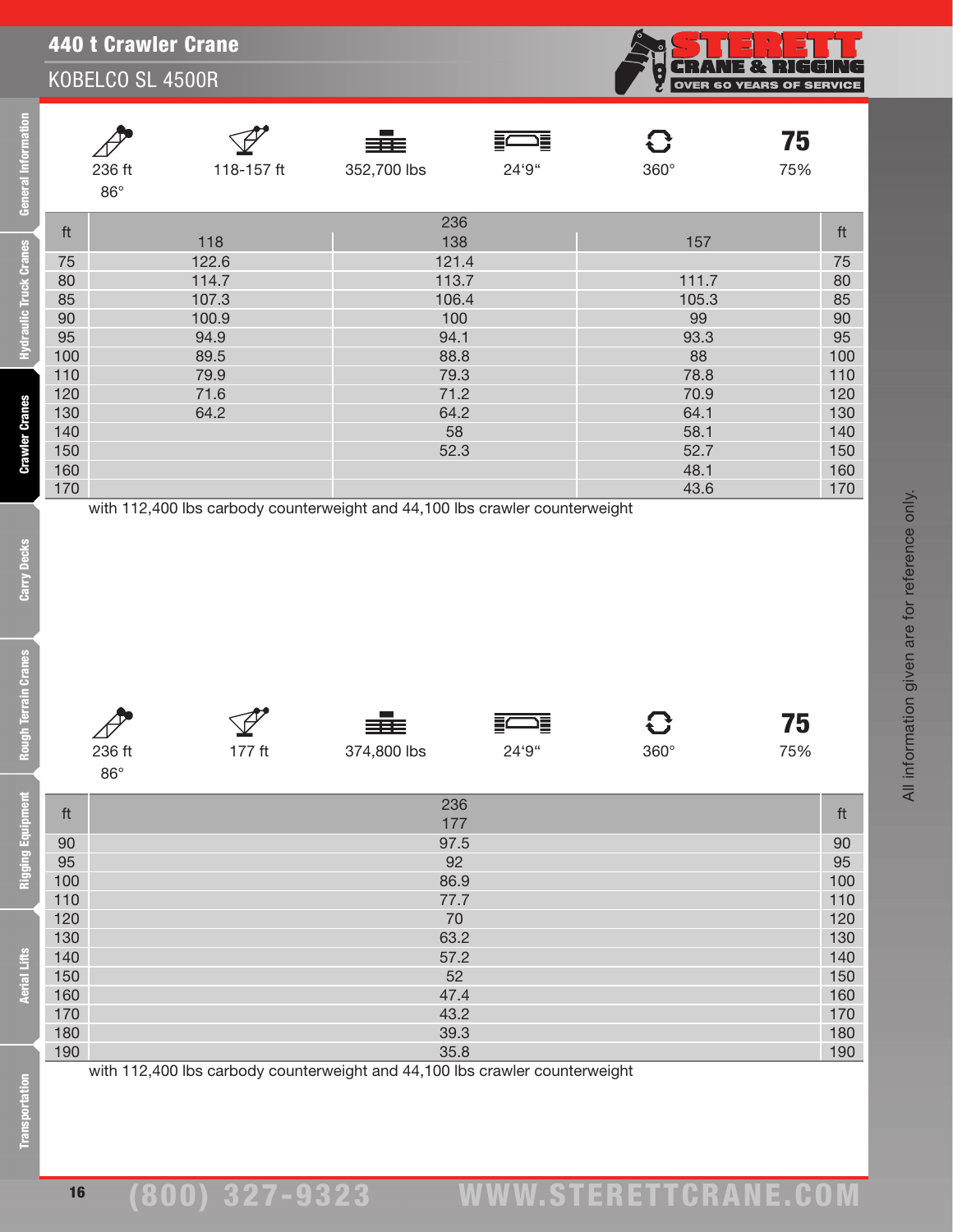# 440 t Crawler Crane

## KOBELCO SL 4500R

| 236 ft 86° | 118-157 ft | 352,700 lbs | 24‘9“ | 360° | 75% |
|---|---|---|---|---|---|

| ft | 236 | | | ft |
|---|---|---|---|---|
| | 118 | 138 | 157 | |
| 75 | 122.6 | 121.4 | | 75 |
| 80 | 114.7 | 113.7 | 111.7 | 80 |
| 85 | 107.3 | 106.4 | 105.3 | 85 |
| 90 | 100.9 | 100 | 99 | 90 |
| 95 | 94.9 | 94.1 | 93.3 | 95 |
| 100 | 89.5 | 88.8 | 88 | 100 |
| 110 | 79.9 | 79.3 | 78.8 | 110 |
| 120 | 71.6 | 71.2 | 70.9 | 120 |
| 130 | 64.2 | 64.2 | 64.1 | 130 |
| 140 | | 58 | 58.1 | 140 |
| 150 | | 52.3 | 52.7 | 150 |
| 160 | | | 48.1 | 160 |
| 170 | | | 43.6 | 170 |

with 112,400 lbs carbody counterweight and 44,100 lbs crawler counterweight

| 236 ft 86° | 177 ft | 374,800 lbs | 24‘9“ | 360° | 75% |
|---|---|---|---|---|---|

| ft | 236 | ft |
|---|---|---|
| | 177 | |
| 90 | 97.5 | 90 |
| 95 | 92 | 95 |
| 100 | 86.9 | 100 |
| 110 | 77.7 | 110 |
| 120 | 70 | 120 |
| 130 | 63.2 | 130 |
| 140 | 57.2 | 140 |
| 150 | 52 | 150 |
| 160 | 47.4 | 160 |
| 170 | 43.2 | 170 |
| 180 | 39.3 | 180 |
| 190 | 35.8 | 190 |

with 112,400 lbs carbody counterweight and 44,100 lbs crawler counterweight

All information given are for reference only.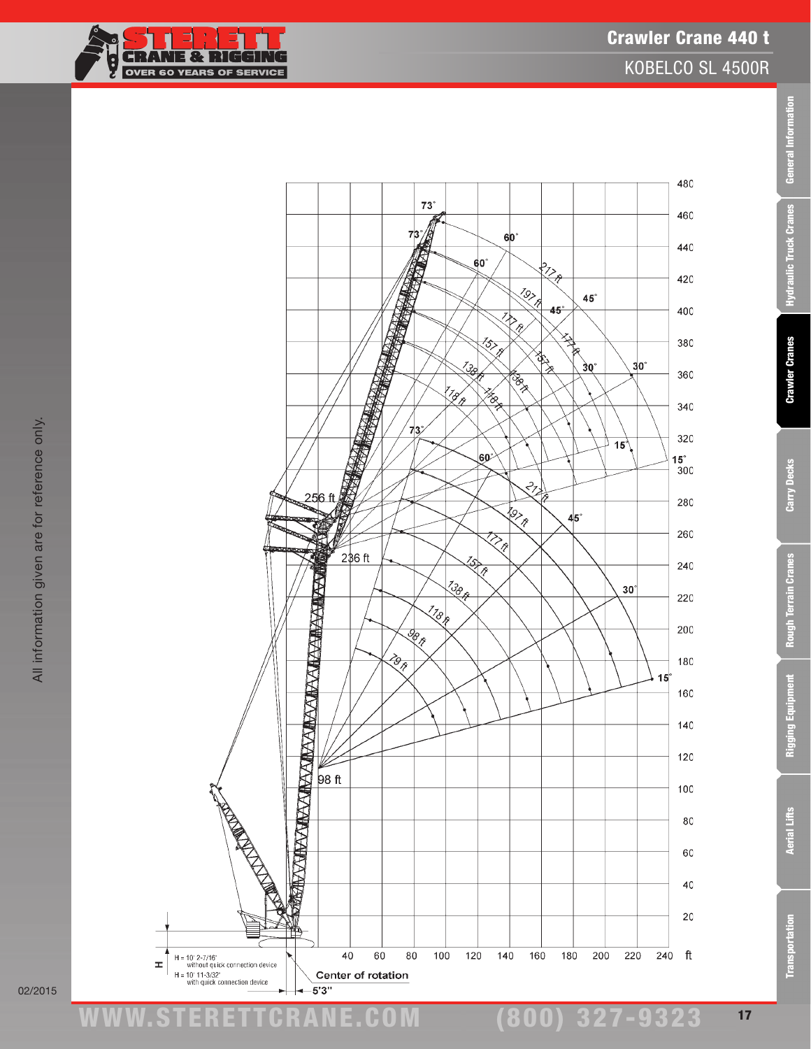# Crawler Crane 440 t

## KOBELCO SL 4500R

Center of rotation

5'3"

H = 10' 2-7/16" without quick connection device

H = 10' 11-3/32" with quick connection device

All information given are for reference only.

02/2015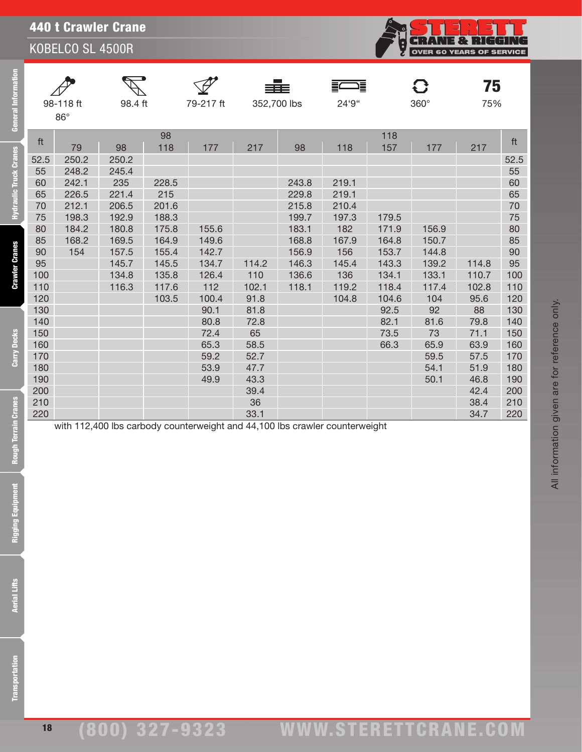# 440 t Crawler Crane

## KOBELCO SL 4500R

| 98-118 ft 86° | 98.4 ft | 79-217 ft | 352,700 lbs | 24'9" | 360° | 75% |
|---|---|---|---|---|---|---|

| ft | 98 | | | | | 118 | | | | | ft |
|---|---|---|---|---|---|---|---|---|---|---|---|
| | 79 | 98 | 118 | 177 | 217 | 98 | 118 | 157 | 177 | 217 | |
| 52.5 | 250.2 | 250.2 | | | | | | | | | 52.5 |
| 55 | 248.2 | 245.4 | | | | | | | | | 55 |
| 60 | 242.1 | 235 | 228.5 | | | 243.8 | 219.1 | | | | 60 |
| 65 | 226.5 | 221.4 | 215 | | | 229.8 | 219.1 | | | | 65 |
| 70 | 212.1 | 206.5 | 201.6 | | | 215.8 | 210.4 | | | | 70 |
| 75 | 198.3 | 192.9 | 188.3 | | | 199.7 | 197.3 | 179.5 | | | 75 |
| 80 | 184.2 | 180.8 | 175.8 | 155.6 | | 183.1 | 182 | 171.9 | 156.9 | | 80 |
| 85 | 168.2 | 169.5 | 164.9 | 149.6 | | 168.8 | 167.9 | 164.8 | 150.7 | | 85 |
| 90 | 154 | 157.5 | 155.4 | 142.7 | | 156.9 | 156 | 153.7 | 144.8 | | 90 |
| 95 | | 145.7 | 145.5 | 134.7 | 114.2 | 146.3 | 145.4 | 143.3 | 139.2 | 114.8 | 95 |
| 100 | | 134.8 | 135.8 | 126.4 | 110 | 136.6 | 136 | 134.1 | 133.1 | 110.7 | 100 |
| 110 | | 116.3 | 117.6 | 112 | 102.1 | 118.1 | 119.2 | 118.4 | 117.4 | 102.8 | 110 |
| 120 | | | 103.5 | 100.4 | 91.8 | | 104.8 | 104.6 | 104 | 95.6 | 120 |
| 130 | | | | 90.1 | 81.8 | | | 92.5 | 92 | 88 | 130 |
| 140 | | | | 80.8 | 72.8 | | | 82.1 | 81.6 | 79.8 | 140 |
| 150 | | | | 72.4 | 65 | | | 73.5 | 73 | 71.1 | 150 |
| 160 | | | | 65.3 | 58.5 | | | 66.3 | 65.9 | 63.9 | 160 |
| 170 | | | | 59.2 | 52.7 | | | | 59.5 | 57.5 | 170 |
| 180 | | | | 53.9 | 47.7 | | | | 54.1 | 51.9 | 180 |
| 190 | | | | 49.9 | 43.3 | | | | 50.1 | 46.8 | 190 |
| 200 | | | | | 39.4 | | | | | 42.4 | 200 |
| 210 | | | | | 36 | | | | | 38.4 | 210 |
| 220 | | | | | 33.1 | | | | | 34.7 | 220 |

with 112,400 lbs carbody counterweight and 44,100 lbs crawler counterweight

All information given are for reference only.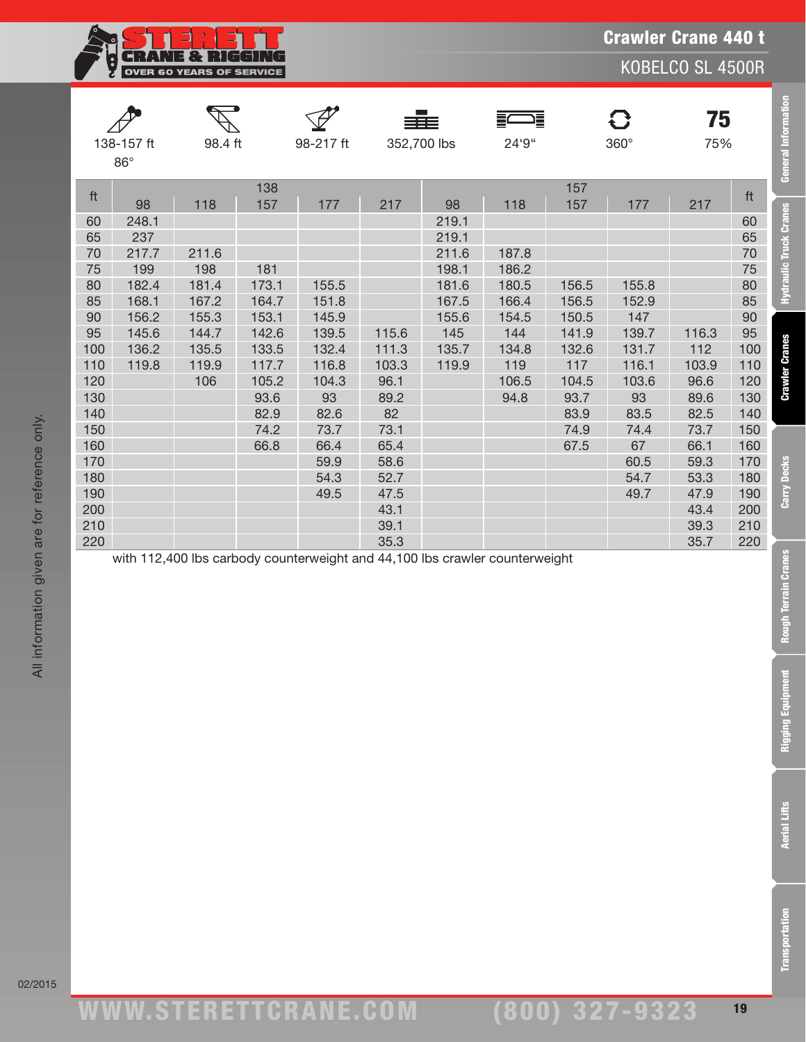# Crawler Crane 440 t

## KOBELCO SL 4500R

| 138-157 ft 86° | 98.4 ft | 98-217 ft | 352,700 lbs | 24'9" | 360° | 75% |
|---|---|---|---|---|---|---|

| ft | 138 | | | | | 157 | | | | | ft |
|---|---|---|---|---|---|---|---|---|---|---|---|
| | 98 | 118 | 157 | 177 | 217 | 98 | 118 | 157 | 177 | 217 | |
| 60 | 248.1 | | | | | 219.1 | | | | | 60 |
| 65 | 237 | | | | | 219.1 | | | | | 65 |
| 70 | 217.7 | 211.6 | | | | 211.6 | 187.8 | | | | 70 |
| 75 | 199 | 198 | 181 | | | 198.1 | 186.2 | | | | 75 |
| 80 | 182.4 | 181.4 | 173.1 | 155.5 | | 181.6 | 180.5 | 156.5 | 155.8 | | 80 |
| 85 | 168.1 | 167.2 | 164.7 | 151.8 | | 167.5 | 166.4 | 156.5 | 152.9 | | 85 |
| 90 | 156.2 | 155.3 | 153.1 | 145.9 | | 155.6 | 154.5 | 150.5 | 147 | | 90 |
| 95 | 145.6 | 144.7 | 142.6 | 139.5 | 115.6 | 145 | 144 | 141.9 | 139.7 | 116.3 | 95 |
| 100 | 136.2 | 135.5 | 133.5 | 132.4 | 111.3 | 135.7 | 134.8 | 132.6 | 131.7 | 112 | 100 |
| 110 | 119.8 | 119.9 | 117.7 | 116.8 | 103.3 | 119.9 | 119 | 117 | 116.1 | 103.9 | 110 |
| 120 | | 106 | 105.2 | 104.3 | 96.1 | | 106.5 | 104.5 | 103.6 | 96.6 | 120 |
| 130 | | | 93.6 | 93 | 89.2 | | 94.8 | 93.7 | 93 | 89.6 | 130 |
| 140 | | | 82.9 | 82.6 | 82 | | | 83.9 | 83.5 | 82.5 | 140 |
| 150 | | | 74.2 | 73.7 | 73.1 | | | 74.9 | 74.4 | 73.7 | 150 |
| 160 | | | 66.8 | 66.4 | 65.4 | | | 67.5 | 67 | 66.1 | 160 |
| 170 | | | | 59.9 | 58.6 | | | | 60.5 | 59.3 | 170 |
| 180 | | | | 54.3 | 52.7 | | | | 54.7 | 53.3 | 180 |
| 190 | | | | 49.5 | 47.5 | | | | 49.7 | 47.9 | 190 |
| 200 | | | | | 43.1 | | | | | 43.4 | 200 |
| 210 | | | | | 39.1 | | | | | 39.3 | 210 |
| 220 | | | | | 35.3 | | | | | 35.7 | 220 |

with 112,400 lbs carbody counterweight and 44,100 lbs crawler counterweight

All information given are for reference only.

02/2015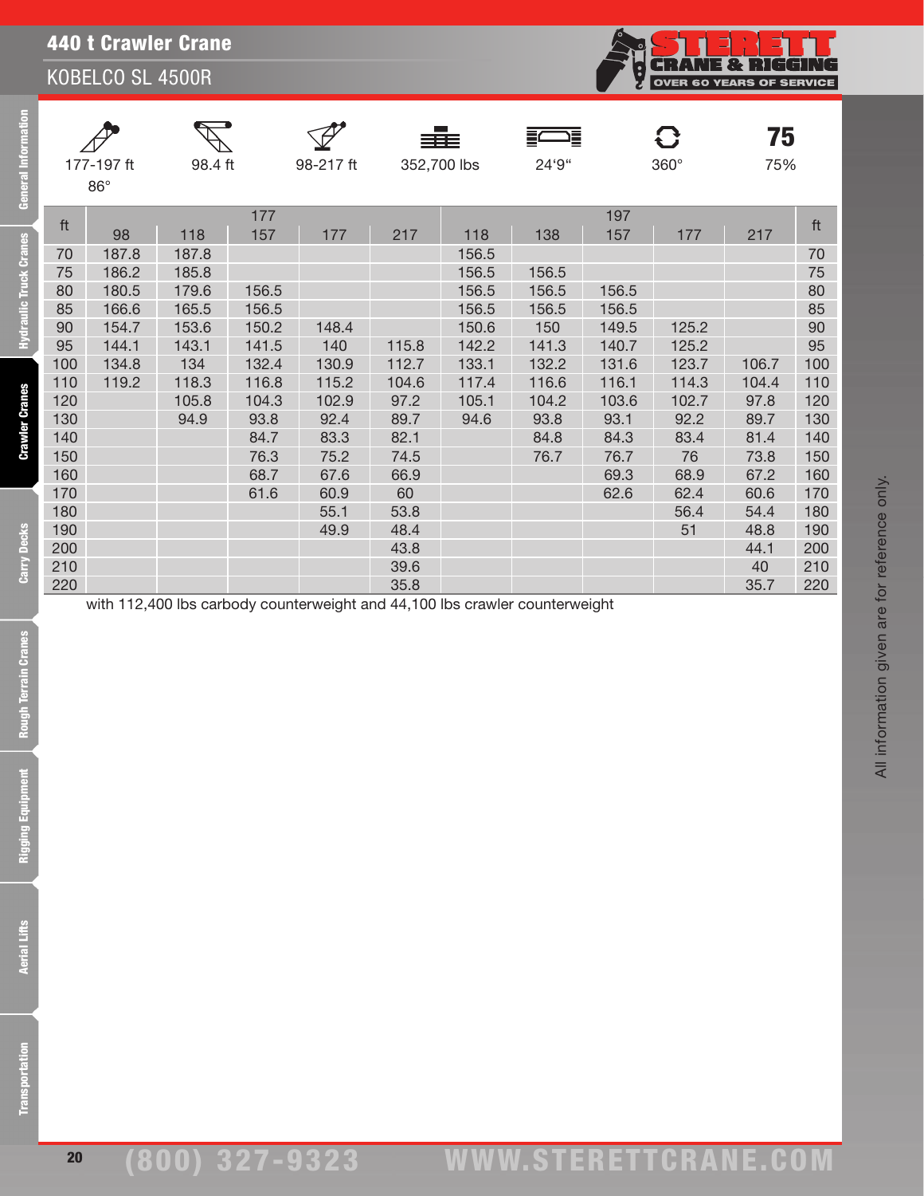# 440 t Crawler Crane

## KOBELCO SL 4500R

| 177-197 ft 86° | 98.4 ft | 98-217 ft | 352,700 lbs | 24'9" | 360° | 75% |
|---|---|---|---|---|---|---|

| ft | 177 | | | | | 197 | | | | | ft |
|---|---|---|---|---|---|---|---|---|---|---|---|
| | 98 | 118 | 157 | 177 | 217 | 118 | 138 | 157 | 177 | 217 | |
| 70 | 187.8 | 187.8 | | | | 156.5 | | | | | 70 |
| 75 | 186.2 | 185.8 | | | | 156.5 | 156.5 | | | | 75 |
| 80 | 180.5 | 179.6 | 156.5 | | | 156.5 | 156.5 | 156.5 | | | 80 |
| 85 | 166.6 | 165.5 | 156.5 | | | 156.5 | 156.5 | 156.5 | | | 85 |
| 90 | 154.7 | 153.6 | 150.2 | 148.4 | | 150.6 | 150 | 149.5 | 125.2 | | 90 |
| 95 | 144.1 | 143.1 | 141.5 | 140 | 115.8 | 142.2 | 141.3 | 140.7 | 125.2 | | 95 |
| 100 | 134.8 | 134 | 132.4 | 130.9 | 112.7 | 133.1 | 132.2 | 131.6 | 123.7 | 106.7 | 100 |
| 110 | 119.2 | 118.3 | 116.8 | 115.2 | 104.6 | 117.4 | 116.6 | 116.1 | 114.3 | 104.4 | 110 |
| 120 | | 105.8 | 104.3 | 102.9 | 97.2 | 105.1 | 104.2 | 103.6 | 102.7 | 97.8 | 120 |
| 130 | | 94.9 | 93.8 | 92.4 | 89.7 | 94.6 | 93.8 | 93.1 | 92.2 | 89.7 | 130 |
| 140 | | | 84.7 | 83.3 | 82.1 | | 84.8 | 84.3 | 83.4 | 81.4 | 140 |
| 150 | | | 76.3 | 75.2 | 74.5 | | 76.7 | 76.7 | 76 | 73.8 | 150 |
| 160 | | | 68.7 | 67.6 | 66.9 | | | 69.3 | 68.9 | 67.2 | 160 |
| 170 | | | 61.6 | 60.9 | 60 | | | 62.6 | 62.4 | 60.6 | 170 |
| 180 | | | | 55.1 | 53.8 | | | | 56.4 | 54.4 | 180 |
| 190 | | | | 49.9 | 48.4 | | | | 51 | 48.8 | 190 |
| 200 | | | | | 43.8 | | | | | 44.1 | 200 |
| 210 | | | | | 39.6 | | | | | 40 | 210 |
| 220 | | | | | 35.8 | | | | | 35.7 | 220 |

with 112,400 lbs carbody counterweight and 44,100 lbs crawler counterweight

All information given are for reference only.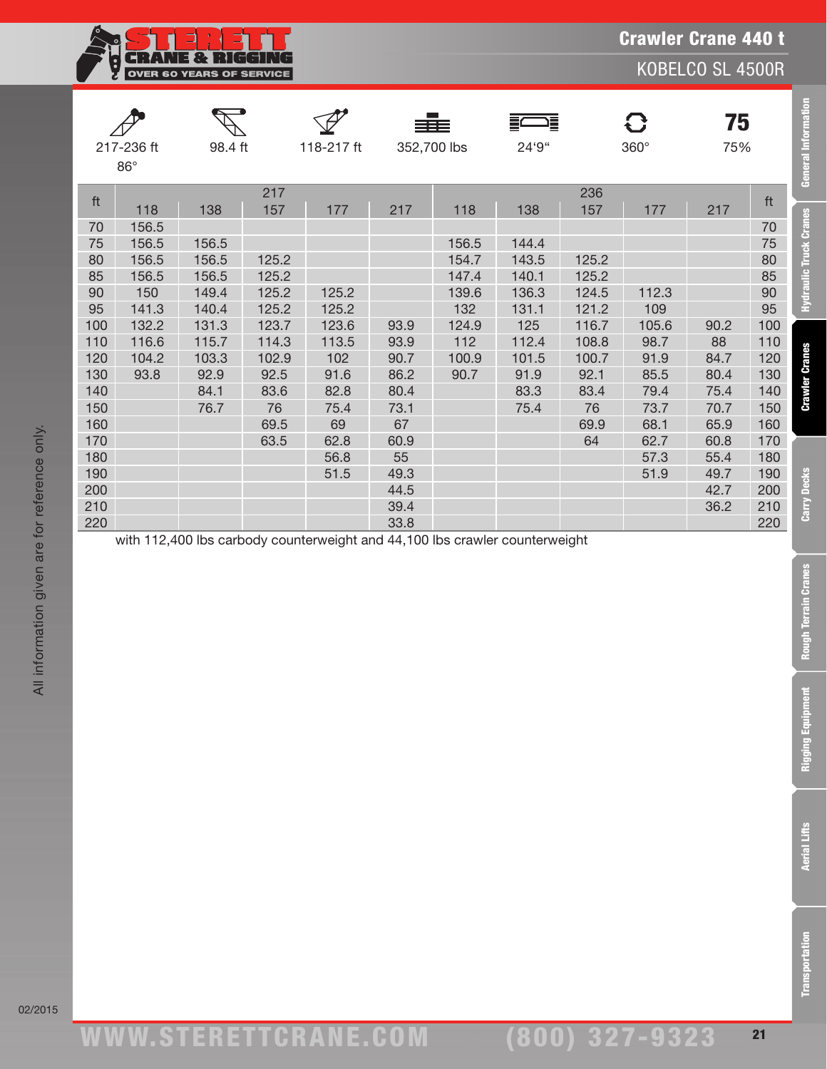# Crawler Crane 440 t

## KOBELCO SL 4500R

| 217-236 ft 86° | 98.4 ft | 118-217 ft | 352,700 lbs | 24'9" | 360° | 75% |
|---|---|---|---|---|---|---|

| ft | 217 | | | | | 236 | | | | | ft |
|---|---|---|---|---|---|---|---|---|---|---|---|
| | 118 | 138 | 157 | 177 | 217 | 118 | 138 | 157 | 177 | 217 | |
| 70 | 156.5 | | | | | | | | | | 70 |
| 75 | 156.5 | 156.5 | | | | 156.5 | 144.4 | | | | 75 |
| 80 | 156.5 | 156.5 | 125.2 | | | 154.7 | 143.5 | 125.2 | | | 80 |
| 85 | 156.5 | 156.5 | 125.2 | | | 147.4 | 140.1 | 125.2 | | | 85 |
| 90 | 150 | 149.4 | 125.2 | 125.2 | | 139.6 | 136.3 | 124.5 | 112.3 | | 90 |
| 95 | 141.3 | 140.4 | 125.2 | 125.2 | | 132 | 131.1 | 121.2 | 109 | | 95 |
| 100 | 132.2 | 131.3 | 123.7 | 123.6 | 93.9 | 124.9 | 125 | 116.7 | 105.6 | 90.2 | 100 |
| 110 | 116.6 | 115.7 | 114.3 | 113.5 | 93.9 | 112 | 112.4 | 108.8 | 98.7 | 88 | 110 |
| 120 | 104.2 | 103.3 | 102.9 | 102 | 90.7 | 100.9 | 101.5 | 100.7 | 91.9 | 84.7 | 120 |
| 130 | 93.8 | 92.9 | 92.5 | 91.6 | 86.2 | 90.7 | 91.9 | 92.1 | 85.5 | 80.4 | 130 |
| 140 | | 84.1 | 83.6 | 82.8 | 80.4 | | 83.3 | 83.4 | 79.4 | 75.4 | 140 |
| 150 | | 76.7 | 76 | 75.4 | 73.1 | | 75.4 | 76 | 73.7 | 70.7 | 150 |
| 160 | | | 69.5 | 69 | 67 | | | 69.9 | 68.1 | 65.9 | 160 |
| 170 | | | 63.5 | 62.8 | 60.9 | | | 64 | 62.7 | 60.8 | 170 |
| 180 | | | | 56.8 | 55 | | | | 57.3 | 55.4 | 180 |
| 190 | | | | 51.5 | 49.3 | | | | 51.9 | 49.7 | 190 |
| 200 | | | | | 44.5 | | | | | 42.7 | 200 |
| 210 | | | | | 39.4 | | | | | 36.2 | 210 |
| 220 | | | | | 33.8 | | | | | | 220 |

with 112,400 lbs carbody counterweight and 44,100 lbs crawler counterweight

All information given are for reference only.

02/2015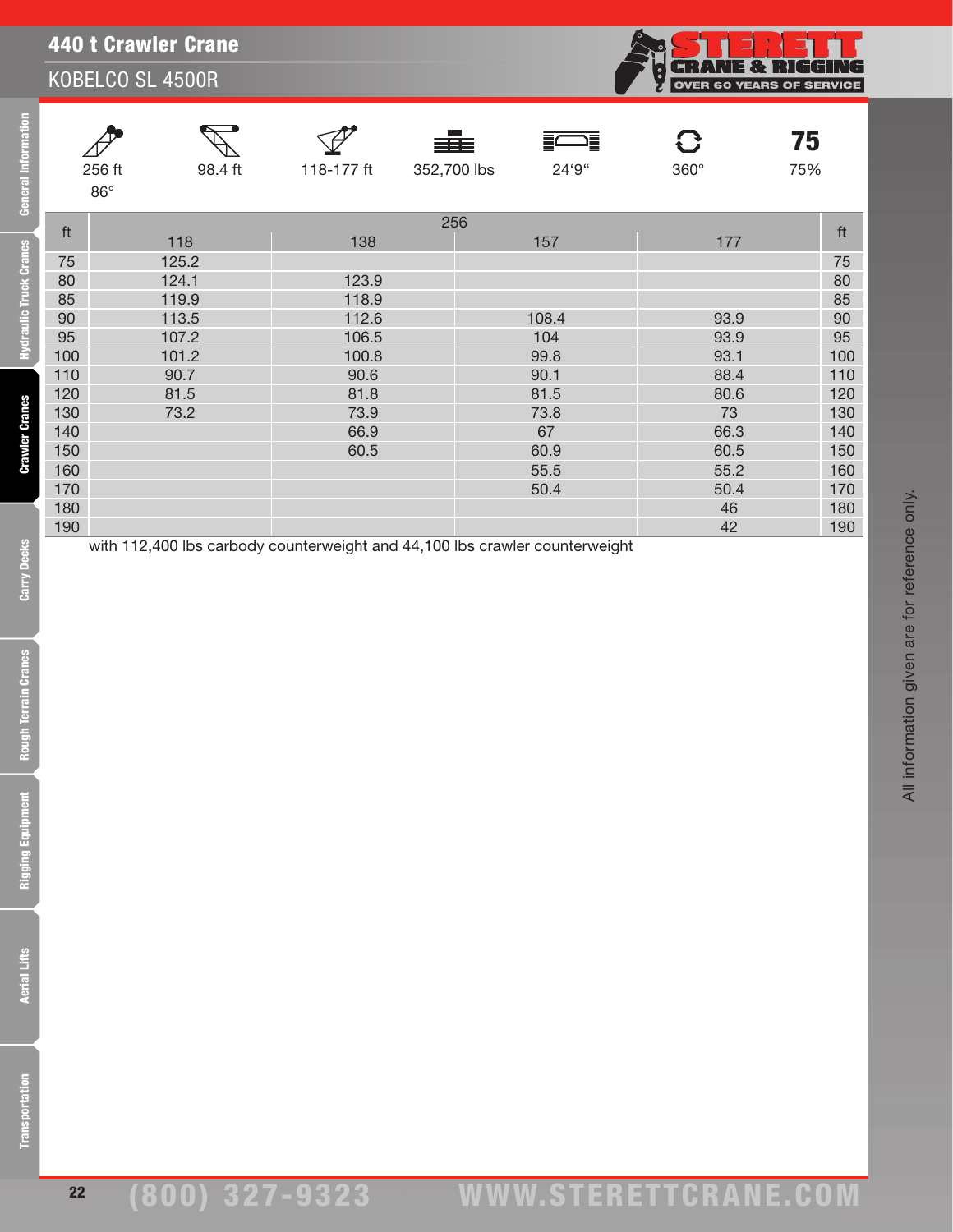# 440 t Crawler Crane

## KOBELCO SL 4500R

| 256 ft 86° | 98.4 ft | 118-177 ft | 352,700 lbs | 24'9" | 360° | 75 75% |
|---|---|---|---|---|---|---|

| ft | 256 | | | | ft |
|---|---|---|---|---|---|
| | 118 | 138 | 157 | 177 | |
| 75 | 125.2 | | | | 75 |
| 80 | 124.1 | 123.9 | | | 80 |
| 85 | 119.9 | 118.9 | | | 85 |
| 90 | 113.5 | 112.6 | 108.4 | 93.9 | 90 |
| 95 | 107.2 | 106.5 | 104 | 93.9 | 95 |
| 100 | 101.2 | 100.8 | 99.8 | 93.1 | 100 |
| 110 | 90.7 | 90.6 | 90.1 | 88.4 | 110 |
| 120 | 81.5 | 81.8 | 81.5 | 80.6 | 120 |
| 130 | 73.2 | 73.9 | 73.8 | 73 | 130 |
| 140 | | 66.9 | 67 | 66.3 | 140 |
| 150 | | 60.5 | 60.9 | 60.5 | 150 |
| 160 | | | 55.5 | 55.2 | 160 |
| 170 | | | 50.4 | 50.4 | 170 |
| 180 | | | | 46 | 180 |
| 190 | | | | 42 | 190 |

with 112,400 lbs carbody counterweight and 44,100 lbs crawler counterweight

All information given are for reference only.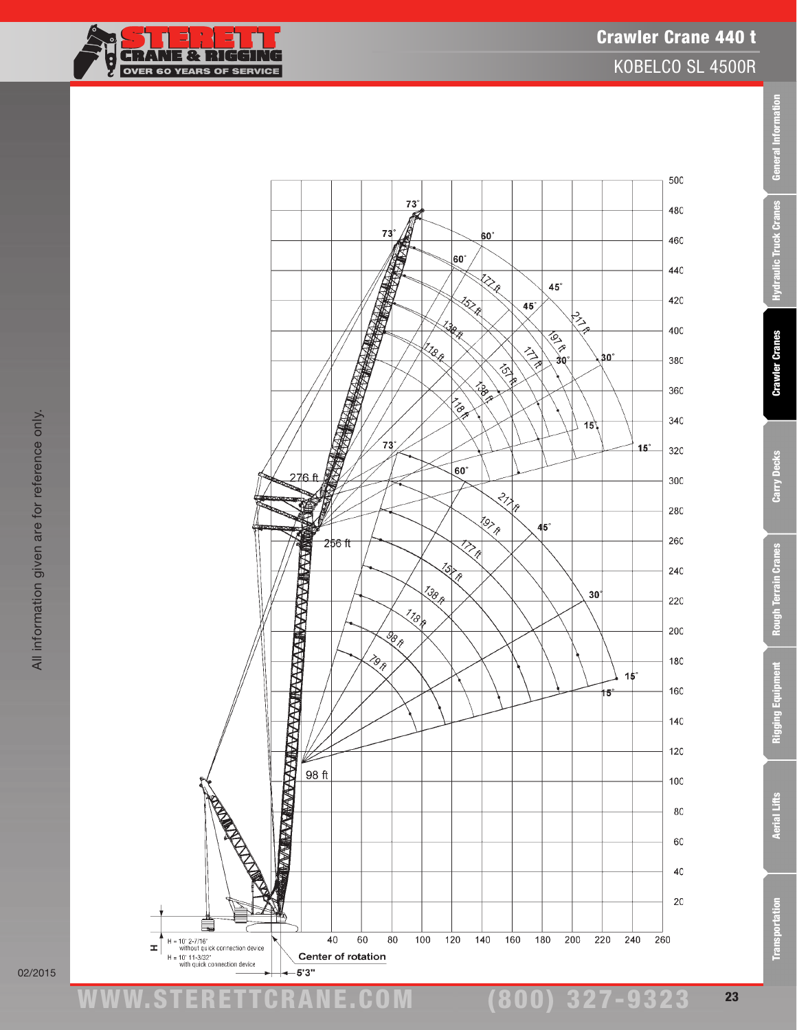# Crawler Crane 440 t

## KOBELCO SL 4500R

H = 10' 2-7/16" without quick connection device

H = 10' 11-3/32" with quick connection device

Center of rotation

5'3"

All information given are for reference only.

02/2015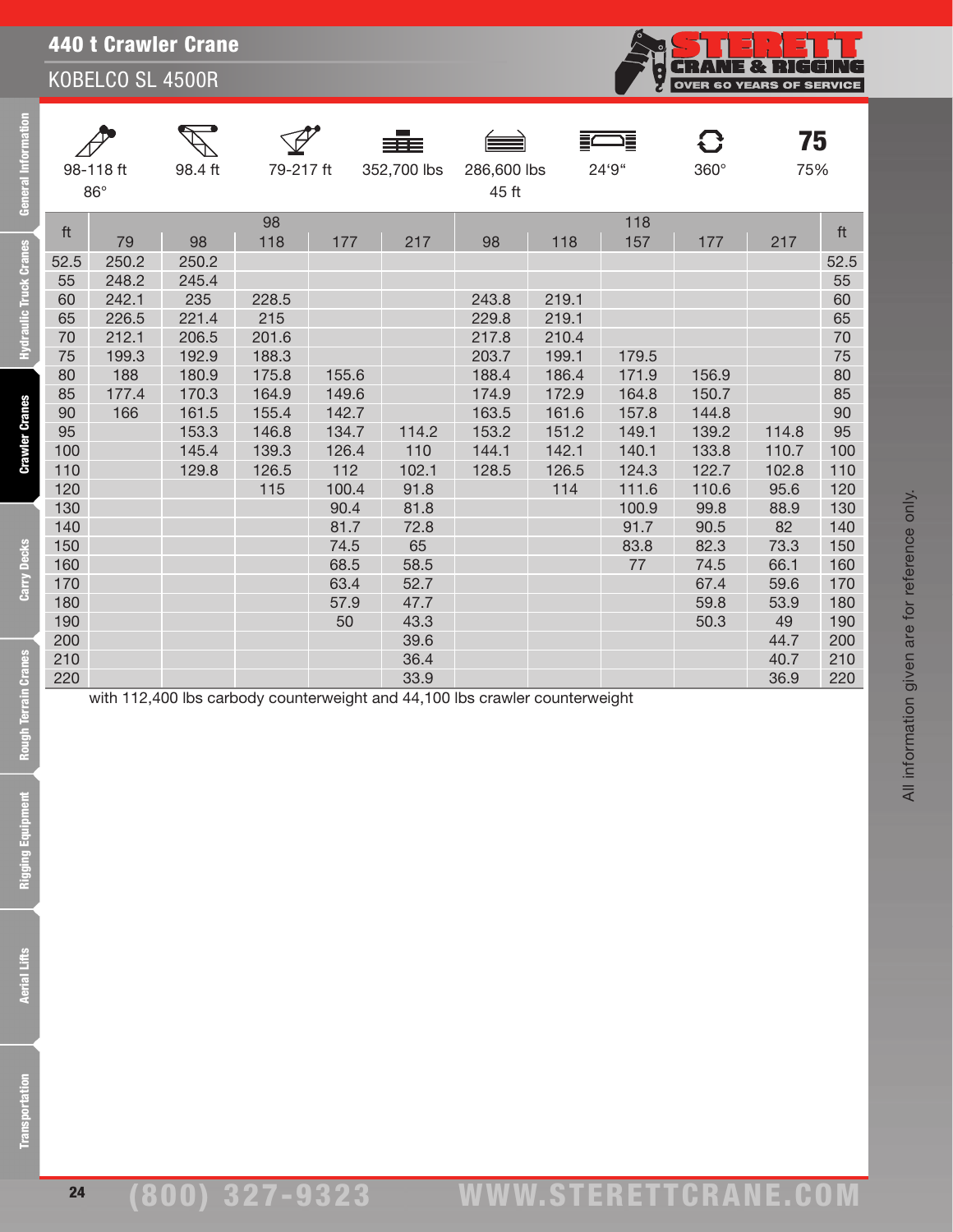# 440 t Crawler Crane

## KOBELCO SL 4500R

| 98-118 ft 86° | 98.4 ft | 79-217 ft | 352,700 lbs | 286,600 lbs 45 ft | 24'9" | 360° | 75 75% |
|---|---|---|---|---|---|---|---|

| ft | | | 98 | | | | | 118 | | | ft |
|---|---|---|---|---|---|---|---|---|---|---|---|
| | 79 | 98 | 118 | 177 | 217 | 98 | 118 | 157 | 177 | 217 | |
| 52.5 | 250.2 | 250.2 | | | | | | | | | 52.5 |
| 55 | 248.2 | 245.4 | | | | | | | | | 55 |
| 60 | 242.1 | 235 | 228.5 | | | 243.8 | 219.1 | | | | 60 |
| 65 | 226.5 | 221.4 | 215 | | | 229.8 | 219.1 | | | | 65 |
| 70 | 212.1 | 206.5 | 201.6 | | | 217.8 | 210.4 | | | | 70 |
| 75 | 199.3 | 192.9 | 188.3 | | | 203.7 | 199.1 | 179.5 | | | 75 |
| 80 | 188 | 180.9 | 175.8 | 155.6 | | 188.4 | 186.4 | 171.9 | 156.9 | | 80 |
| 85 | 177.4 | 170.3 | 164.9 | 149.6 | | 174.9 | 172.9 | 164.8 | 150.7 | | 85 |
| 90 | 166 | 161.5 | 155.4 | 142.7 | | 163.5 | 161.6 | 157.8 | 144.8 | | 90 |
| 95 | | 153.3 | 146.8 | 134.7 | 114.2 | 153.2 | 151.2 | 149.1 | 139.2 | 114.8 | 95 |
| 100 | | 145.4 | 139.3 | 126.4 | 110 | 144.1 | 142.1 | 140.1 | 133.8 | 110.7 | 100 |
| 110 | | 129.8 | 126.5 | 112 | 102.1 | 128.5 | 126.5 | 124.3 | 122.7 | 102.8 | 110 |
| 120 | | | 115 | 100.4 | 91.8 | | 114 | 111.6 | 110.6 | 95.6 | 120 |
| 130 | | | | 90.4 | 81.8 | | | 100.9 | 99.8 | 88.9 | 130 |
| 140 | | | | 81.7 | 72.8 | | | 91.7 | 90.5 | 82 | 140 |
| 150 | | | | 74.5 | 65 | | | 83.8 | 82.3 | 73.3 | 150 |
| 160 | | | | 68.5 | 58.5 | | | 77 | 74.5 | 66.1 | 160 |
| 170 | | | | 63.4 | 52.7 | | | | 67.4 | 59.6 | 170 |
| 180 | | | | 57.9 | 47.7 | | | | 59.8 | 53.9 | 180 |
| 190 | | | | 50 | 43.3 | | | | 50.3 | 49 | 190 |
| 200 | | | | | 39.6 | | | | | 44.7 | 200 |
| 210 | | | | | 36.4 | | | | | 40.7 | 210 |
| 220 | | | | | 33.9 | | | | | 36.9 | 220 |

with 112,400 lbs carbody counterweight and 44,100 lbs crawler counterweight

All information given are for reference only.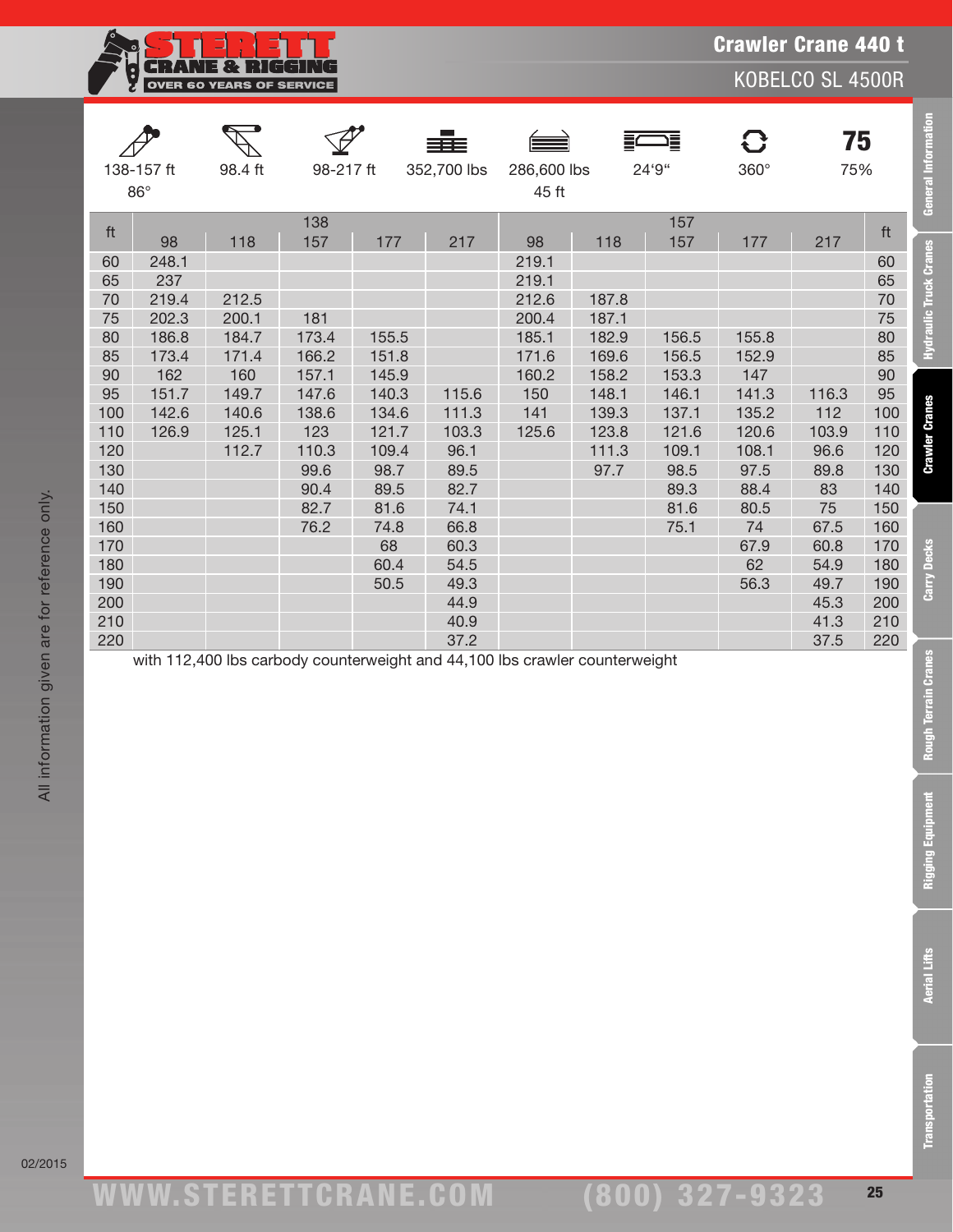# Crawler Crane 440 t

## KOBELCO SL 4500R

| 138-157 ft 86° | 98.4 ft | 98-217 ft | 352,700 lbs | 286,600 lbs 45 ft | 24'9" | 360° | 75 75% |
|---|---|---|---|---|---|---|---|

| ft | 138 | | | | | 157 | | | | | ft |
|---|---|---|---|---|---|---|---|---|---|---|---|
| | 98 | 118 | 157 | 177 | 217 | 98 | 118 | 157 | 177 | 217 | |
| 60 | 248.1 | | | | | 219.1 | | | | | 60 |
| 65 | 237 | | | | | 219.1 | | | | | 65 |
| 70 | 219.4 | 212.5 | | | | 212.6 | 187.8 | | | | 70 |
| 75 | 202.3 | 200.1 | 181 | | | 200.4 | 187.1 | | | | 75 |
| 80 | 186.8 | 184.7 | 173.4 | 155.5 | | 185.1 | 182.9 | 156.5 | 155.8 | | 80 |
| 85 | 173.4 | 171.4 | 166.2 | 151.8 | | 171.6 | 169.6 | 156.5 | 152.9 | | 85 |
| 90 | 162 | 160 | 157.1 | 145.9 | | 160.2 | 158.2 | 153.3 | 147 | | 90 |
| 95 | 151.7 | 149.7 | 147.6 | 140.3 | 115.6 | 150 | 148.1 | 146.1 | 141.3 | 116.3 | 95 |
| 100 | 142.6 | 140.6 | 138.6 | 134.6 | 111.3 | 141 | 139.3 | 137.1 | 135.2 | 112 | 100 |
| 110 | 126.9 | 125.1 | 123 | 121.7 | 103.3 | 125.6 | 123.8 | 121.6 | 120.6 | 103.9 | 110 |
| 120 | | 112.7 | 110.3 | 109.4 | 96.1 | | 111.3 | 109.1 | 108.1 | 96.6 | 120 |
| 130 | | | 99.6 | 98.7 | 89.5 | | 97.7 | 98.5 | 97.5 | 89.8 | 130 |
| 140 | | | 90.4 | 89.5 | 82.7 | | | 89.3 | 88.4 | 83 | 140 |
| 150 | | | 82.7 | 81.6 | 74.1 | | | 81.6 | 80.5 | 75 | 150 |
| 160 | | | 76.2 | 74.8 | 66.8 | | | 75.1 | 74 | 67.5 | 160 |
| 170 | | | | 68 | 60.3 | | | | 67.9 | 60.8 | 170 |
| 180 | | | | 60.4 | 54.5 | | | | 62 | 54.9 | 180 |
| 190 | | | | 50.5 | 49.3 | | | | 56.3 | 49.7 | 190 |
| 200 | | | | | 44.9 | | | | | 45.3 | 200 |
| 210 | | | | | 40.9 | | | | | 41.3 | 210 |
| 220 | | | | | 37.2 | | | | | 37.5 | 220 |

with 112,400 lbs carbody counterweight and 44,100 lbs crawler counterweight

All information given are for reference only.

02/2015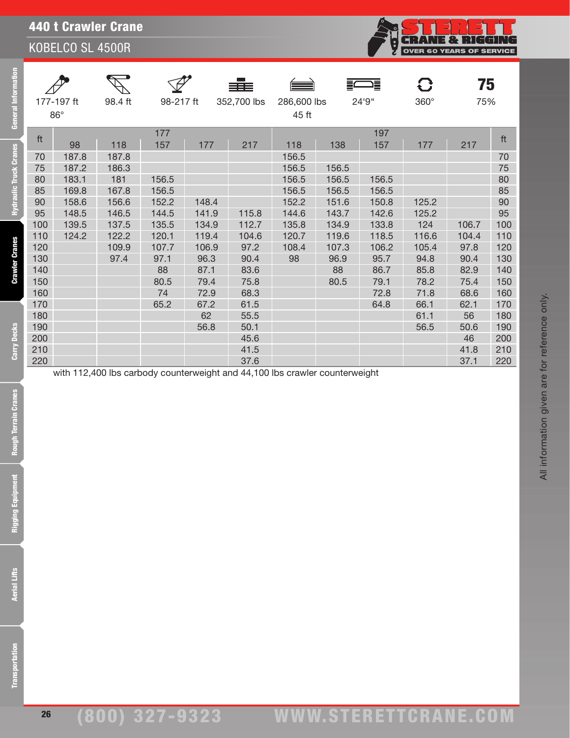# 440 t Crawler Crane

## KOBELCO SL 4500R

| 177-197 ft 86° | 98.4 ft | 98-217 ft | 352,700 lbs | 286,600 lbs 45 ft | 24'9" | 360° | 75 75% |
|---|---|---|---|---|---|---|---|

| ft | 177 | | | | | 197 | | | | | ft |
|---|---|---|---|---|---|---|---|---|---|---|---|
| | 98 | 118 | 157 | 177 | 217 | 118 | 138 | 157 | 177 | 217 | |
| 70 | 187.8 | 187.8 | | | | 156.5 | | | | | 70 |
| 75 | 187.2 | 186.3 | | | | 156.5 | 156.5 | | | | 75 |
| 80 | 183.1 | 181 | 156.5 | | | 156.5 | 156.5 | 156.5 | | | 80 |
| 85 | 169.8 | 167.8 | 156.5 | | | 156.5 | 156.5 | 156.5 | | | 85 |
| 90 | 158.6 | 156.6 | 152.2 | 148.4 | | 152.2 | 151.6 | 150.8 | 125.2 | | 90 |
| 95 | 148.5 | 146.5 | 144.5 | 141.9 | 115.8 | 144.6 | 143.7 | 142.6 | 125.2 | | 95 |
| 100 | 139.5 | 137.5 | 135.5 | 134.9 | 112.7 | 135.8 | 134.9 | 133.8 | 124 | 106.7 | 100 |
| 110 | 124.2 | 122.2 | 120.1 | 119.4 | 104.6 | 120.7 | 119.6 | 118.5 | 116.6 | 104.4 | 110 |
| 120 | | 109.9 | 107.7 | 106.9 | 97.2 | 108.4 | 107.3 | 106.2 | 105.4 | 97.8 | 120 |
| 130 | | 97.4 | 97.1 | 96.3 | 90.4 | 98 | 96.9 | 95.7 | 94.8 | 90.4 | 130 |
| 140 | | | 88 | 87.1 | 83.6 | | 88 | 86.7 | 85.8 | 82.9 | 140 |
| 150 | | | 80.5 | 79.4 | 75.8 | | 80.5 | 79.1 | 78.2 | 75.4 | 150 |
| 160 | | | 74 | 72.9 | 68.3 | | | 72.8 | 71.8 | 68.6 | 160 |
| 170 | | | 65.2 | 67.2 | 61.5 | | | 64.8 | 66.1 | 62.1 | 170 |
| 180 | | | | 62 | 55.5 | | | | 61.1 | 56 | 180 |
| 190 | | | | 56.8 | 50.1 | | | | 56.5 | 50.6 | 190 |
| 200 | | | | | 45.6 | | | | | 46 | 200 |
| 210 | | | | | 41.5 | | | | | 41.8 | 210 |
| 220 | | | | | 37.6 | | | | | 37.1 | 220 |

with 112,400 lbs carbody counterweight and 44,100 lbs crawler counterweight

All information given are for reference only.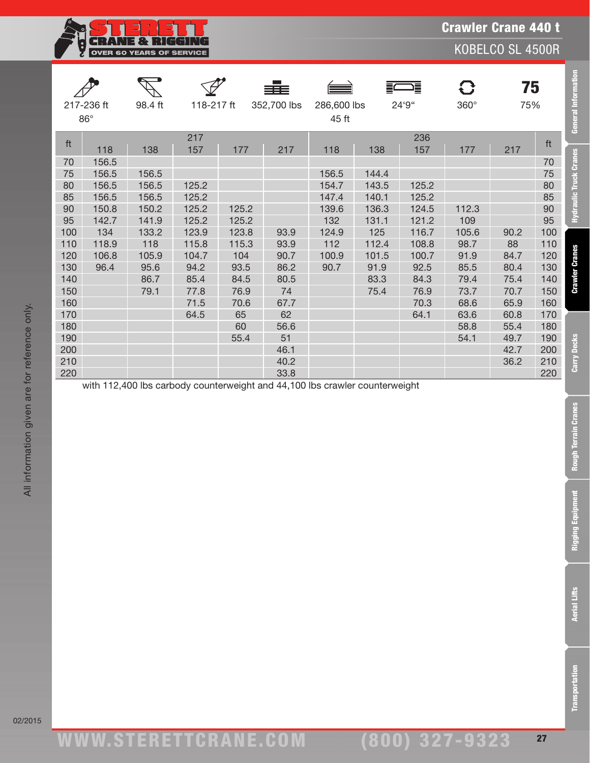# Crawler Crane 440 t

## KOBELCO SL 4500R

| 217-236 ft 86° | 98.4 ft | 118-217 ft | 352,700 lbs | 286,600 lbs 45 ft | 24'9" | 360° | 75 75% |
|---|---|---|---|---|---|---|---|

| ft | 217 | | | | | 236 | | | | | ft |
|---|---|---|---|---|---|---|---|---|---|---|---|
| | 118 | 138 | 157 | 177 | 217 | 118 | 138 | 157 | 177 | 217 | |
| 70 | 156.5 | | | | | | | | | | 70 |
| 75 | 156.5 | 156.5 | | | | 156.5 | 144.4 | | | | 75 |
| 80 | 156.5 | 156.5 | 125.2 | | | 154.7 | 143.5 | 125.2 | | | 80 |
| 85 | 156.5 | 156.5 | 125.2 | | | 147.4 | 140.1 | 125.2 | | | 85 |
| 90 | 150.8 | 150.2 | 125.2 | 125.2 | | 139.6 | 136.3 | 124.5 | 112.3 | | 90 |
| 95 | 142.7 | 141.9 | 125.2 | 125.2 | | 132 | 131.1 | 121.2 | 109 | | 95 |
| 100 | 134 | 133.2 | 123.9 | 123.8 | 93.9 | 124.9 | 125 | 116.7 | 105.6 | 90.2 | 100 |
| 110 | 118.9 | 118 | 115.8 | 115.3 | 93.9 | 112 | 112.4 | 108.8 | 98.7 | 88 | 110 |
| 120 | 106.8 | 105.9 | 104.7 | 104 | 90.7 | 100.9 | 101.5 | 100.7 | 91.9 | 84.7 | 120 |
| 130 | 96.4 | 95.6 | 94.2 | 93.5 | 86.2 | 90.7 | 91.9 | 92.5 | 85.5 | 80.4 | 130 |
| 140 | | 86.7 | 85.4 | 84.5 | 80.5 | | 83.3 | 84.3 | 79.4 | 75.4 | 140 |
| 150 | | 79.1 | 77.8 | 76.9 | 74 | | 75.4 | 76.9 | 73.7 | 70.7 | 150 |
| 160 | | | 71.5 | 70.6 | 67.7 | | | 70.3 | 68.6 | 65.9 | 160 |
| 170 | | | 64.5 | 65 | 62 | | | 64.1 | 63.6 | 60.8 | 170 |
| 180 | | | | 60 | 56.6 | | | | 58.8 | 55.4 | 180 |
| 190 | | | | 55.4 | 51 | | | | 54.1 | 49.7 | 190 |
| 200 | | | | | 46.1 | | | | | 42.7 | 200 |
| 210 | | | | | 40.2 | | | | | 36.2 | 210 |
| 220 | | | | | 33.8 | | | | | | 220 |

with 112,400 lbs carbody counterweight and 44,100 lbs crawler counterweight

All information given are for reference only.

02/2015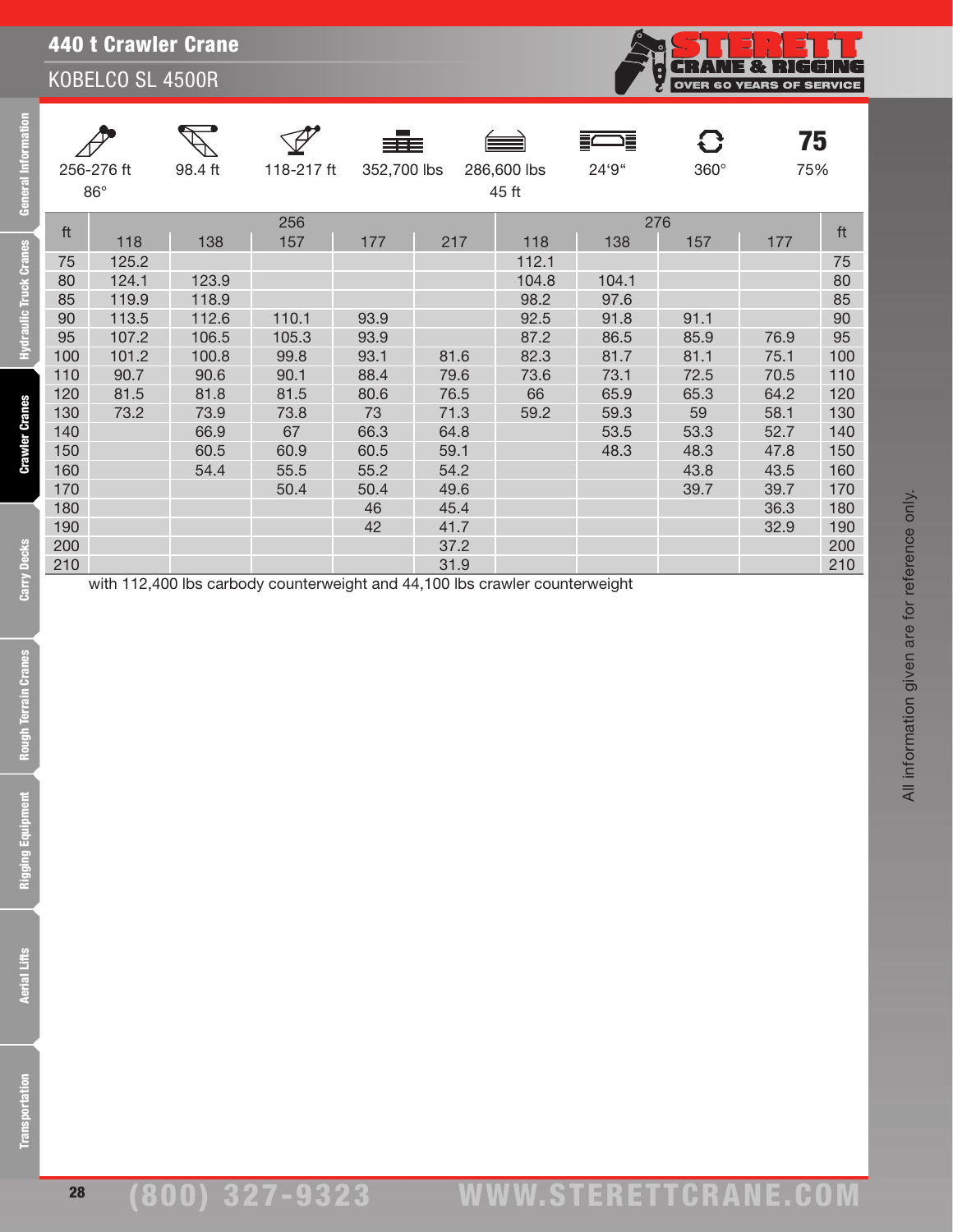# 440 t Crawler Crane

## KOBELCO SL 4500R

| 256-276 ft 86° | 98.4 ft | 118-217 ft | 352,700 lbs | 286,600 lbs 45 ft | 24'9" | 360° | 75 75% |
|---|---|---|---|---|---|---|---|

| ft | 256 | | | | | 276 | | | | ft |
|---|---|---|---|---|---|---|---|---|---|---|
| | 118 | 138 | 157 | 177 | 217 | 118 | 138 | 157 | 177 | |
| 75 | 125.2 | | | | | 112.1 | | | | 75 |
| 80 | 124.1 | 123.9 | | | | 104.8 | 104.1 | | | 80 |
| 85 | 119.9 | 118.9 | | | | 98.2 | 97.6 | | | 85 |
| 90 | 113.5 | 112.6 | 110.1 | 93.9 | | 92.5 | 91.8 | 91.1 | | 90 |
| 95 | 107.2 | 106.5 | 105.3 | 93.9 | | 87.2 | 86.5 | 85.9 | 76.9 | 95 |
| 100 | 101.2 | 100.8 | 99.8 | 93.1 | 81.6 | 82.3 | 81.7 | 81.1 | 75.1 | 100 |
| 110 | 90.7 | 90.6 | 90.1 | 88.4 | 79.6 | 73.6 | 73.1 | 72.5 | 70.5 | 110 |
| 120 | 81.5 | 81.8 | 81.5 | 80.6 | 76.5 | 66 | 65.9 | 65.3 | 64.2 | 120 |
| 130 | 73.2 | 73.9 | 73.8 | 73 | 71.3 | 59.2 | 59.3 | 59 | 58.1 | 130 |
| 140 | | 66.9 | 67 | 66.3 | 64.8 | | 53.5 | 53.3 | 52.7 | 140 |
| 150 | | 60.5 | 60.9 | 60.5 | 59.1 | | 48.3 | 48.3 | 47.8 | 150 |
| 160 | | 54.4 | 55.5 | 55.2 | 54.2 | | | 43.8 | 43.5 | 160 |
| 170 | | | 50.4 | 50.4 | 49.6 | | | 39.7 | 39.7 | 170 |
| 180 | | | | 46 | 45.4 | | | | 36.3 | 180 |
| 190 | | | | 42 | 41.7 | | | | 32.9 | 190 |
| 200 | | | | | 37.2 | | | | | 200 |
| 210 | | | | | 31.9 | | | | | 210 |

with 112,400 lbs carbody counterweight and 44,100 lbs crawler counterweight

All information given are for reference only.